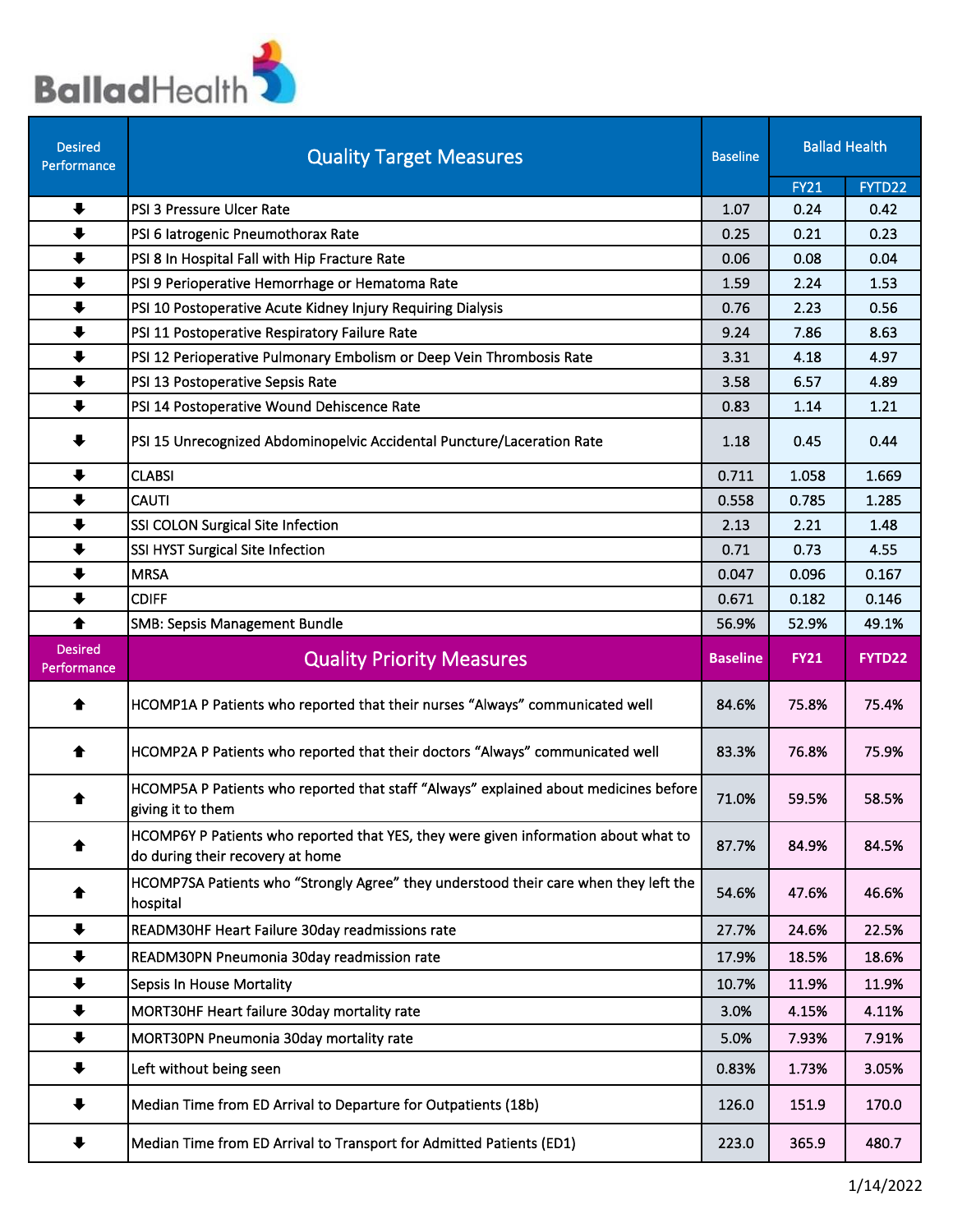# BalladHealth

| Desired Performance | Quality Target Measures | Baseline | Ballad Health | |
|---|---|---|---|---|
| | | | FY21 | FYTD22 |
| ⬇ | PSI 3 Pressure Ulcer Rate | 1.07 | 0.24 | 0.42 |
| ⬇ | PSI 6 Iatrogenic Pneumothorax Rate | 0.25 | 0.21 | 0.23 |
| ⬇ | PSI 8 In Hospital Fall with Hip Fracture Rate | 0.06 | 0.08 | 0.04 |
| ⬇ | PSI 9 Perioperative Hemorrhage or Hematoma Rate | 1.59 | 2.24 | 1.53 |
| ⬇ | PSI 10 Postoperative Acute Kidney Injury Requiring Dialysis | 0.76 | 2.23 | 0.56 |
| ⬇ | PSI 11 Postoperative Respiratory Failure Rate | 9.24 | 7.86 | 8.63 |
| ⬇ | PSI 12 Perioperative Pulmonary Embolism or Deep Vein Thrombosis Rate | 3.31 | 4.18 | 4.97 |
| ⬇ | PSI 13 Postoperative Sepsis Rate | 3.58 | 6.57 | 4.89 |
| ⬇ | PSI 14 Postoperative Wound Dehiscence Rate | 0.83 | 1.14 | 1.21 |
| ⬇ | PSI 15 Unrecognized Abdominopelvic Accidental Puncture/Laceration Rate | 1.18 | 0.45 | 0.44 |
| ⬇ | CLABSI | 0.711 | 1.058 | 1.669 |
| ⬇ | CAUTI | 0.558 | 0.785 | 1.285 |
| ⬇ | SSI COLON Surgical Site Infection | 2.13 | 2.21 | 1.48 |
| ⬇ | SSI HYST Surgical Site Infection | 0.71 | 0.73 | 4.55 |
| ⬇ | MRSA | 0.047 | 0.096 | 0.167 |
| ⬇ | CDIFF | 0.671 | 0.182 | 0.146 |
| ⬆ | SMB: Sepsis Management Bundle | 56.9% | 52.9% | 49.1% |

| Desired Performance | Quality Priority Measures | Baseline | FY21 | FYTD22 |
|---|---|---|---|---|
| ⬆ | HCOMP1A P Patients who reported that their nurses "Always" communicated well | 84.6% | 75.8% | 75.4% |
| ⬆ | HCOMP2A P Patients who reported that their doctors "Always" communicated well | 83.3% | 76.8% | 75.9% |
| ⬆ | HCOMP5A P Patients who reported that staff "Always" explained about medicines before giving it to them | 71.0% | 59.5% | 58.5% |
| ⬆ | HCOMP6Y P Patients who reported that YES, they were given information about what to do during their recovery at home | 87.7% | 84.9% | 84.5% |
| ⬆ | HCOMP7SA Patients who "Strongly Agree" they understood their care when they left the hospital | 54.6% | 47.6% | 46.6% |
| ⬇ | READM30HF Heart Failure 30day readmissions rate | 27.7% | 24.6% | 22.5% |
| ⬇ | READM30PN Pneumonia 30day readmission rate | 17.9% | 18.5% | 18.6% |
| ⬇ | Sepsis In House Mortality | 10.7% | 11.9% | 11.9% |
| ⬇ | MORT30HF Heart failure 30day mortality rate | 3.0% | 4.15% | 4.11% |
| ⬇ | MORT30PN Pneumonia 30day mortality rate | 5.0% | 7.93% | 7.91% |
| ⬇ | Left without being seen | 0.83% | 1.73% | 3.05% |
| ⬇ | Median Time from ED Arrival to Departure for Outpatients (18b) | 126.0 | 151.9 | 170.0 |
| ⬇ | Median Time from ED Arrival to Transport for Admitted Patients (ED1) | 223.0 | 365.9 | 480.7 |

1/14/2022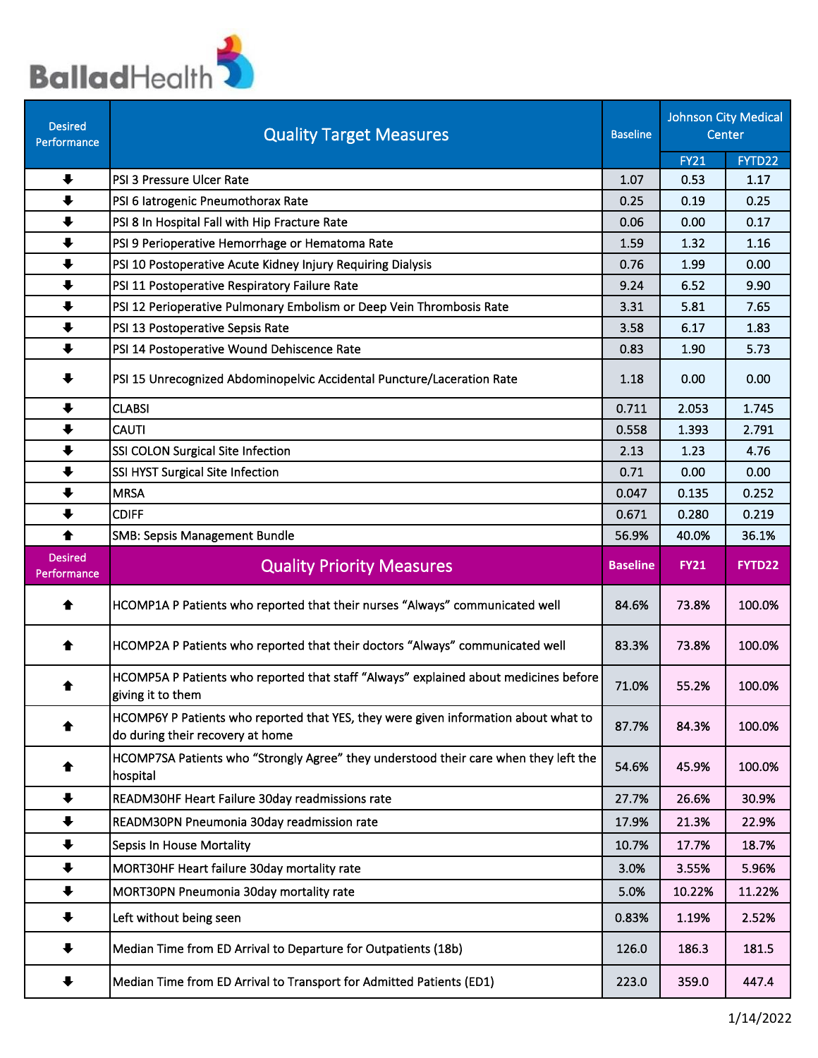Ballad Health

| Desired Performance | Quality Target Measures | Baseline | Johnson City Medical Center | |
|---|---|---|---|---|
| | | | FY21 | FYTD22 |
| ↓ | PSI 3 Pressure Ulcer Rate | 1.07 | 0.53 | 1.17 |
| ↓ | PSI 6 Iatrogenic Pneumothorax Rate | 0.25 | 0.19 | 0.25 |
| ↓ | PSI 8 In Hospital Fall with Hip Fracture Rate | 0.06 | 0.00 | 0.17 |
| ↓ | PSI 9 Perioperative Hemorrhage or Hematoma Rate | 1.59 | 1.32 | 1.16 |
| ↓ | PSI 10 Postoperative Acute Kidney Injury Requiring Dialysis | 0.76 | 1.99 | 0.00 |
| ↓ | PSI 11 Postoperative Respiratory Failure Rate | 9.24 | 6.52 | 9.90 |
| ↓ | PSI 12 Perioperative Pulmonary Embolism or Deep Vein Thrombosis Rate | 3.31 | 5.81 | 7.65 |
| ↓ | PSI 13 Postoperative Sepsis Rate | 3.58 | 6.17 | 1.83 |
| ↓ | PSI 14 Postoperative Wound Dehiscence Rate | 0.83 | 1.90 | 5.73 |
| ↓ | PSI 15 Unrecognized Abdominopelvic Accidental Puncture/Laceration Rate | 1.18 | 0.00 | 0.00 |
| ↓ | CLABSI | 0.711 | 2.053 | 1.745 |
| ↓ | CAUTI | 0.558 | 1.393 | 2.791 |
| ↓ | SSI COLON Surgical Site Infection | 2.13 | 1.23 | 4.76 |
| ↓ | SSI HYST Surgical Site Infection | 0.71 | 0.00 | 0.00 |
| ↓ | MRSA | 0.047 | 0.135 | 0.252 |
| ↓ | CDIFF | 0.671 | 0.280 | 0.219 |
| ↑ | SMB: Sepsis Management Bundle | 56.9% | 40.0% | 36.1% |
| **Desired Performance** | **Quality Priority Measures** | **Baseline** | **FY21** | **FYTD22** |
| ↑ | HCOMP1A P Patients who reported that their nurses "Always" communicated well | 84.6% | 73.8% | 100.0% |
| ↑ | HCOMP2A P Patients who reported that their doctors "Always" communicated well | 83.3% | 73.8% | 100.0% |
| ↑ | HCOMP5A P Patients who reported that staff "Always" explained about medicines before giving it to them | 71.0% | 55.2% | 100.0% |
| ↑ | HCOMP6Y P Patients who reported that YES, they were given information about what to do during their recovery at home | 87.7% | 84.3% | 100.0% |
| ↑ | HCOMP7SA Patients who "Strongly Agree" they understood their care when they left the hospital | 54.6% | 45.9% | 100.0% |
| ↓ | READM30HF Heart Failure 30day readmissions rate | 27.7% | 26.6% | 30.9% |
| ↓ | READM30PN Pneumonia 30day readmission rate | 17.9% | 21.3% | 22.9% |
| ↓ | Sepsis In House Mortality | 10.7% | 17.7% | 18.7% |
| ↓ | MORT30HF Heart failure 30day mortality rate | 3.0% | 3.55% | 5.96% |
| ↓ | MORT30PN Pneumonia 30day mortality rate | 5.0% | 10.22% | 11.22% |
| ↓ | Left without being seen | 0.83% | 1.19% | 2.52% |
| ↓ | Median Time from ED Arrival to Departure for Outpatients (18b) | 126.0 | 186.3 | 181.5 |
| ↓ | Median Time from ED Arrival to Transport for Admitted Patients (ED1) | 223.0 | 359.0 | 447.4 |

1/14/2022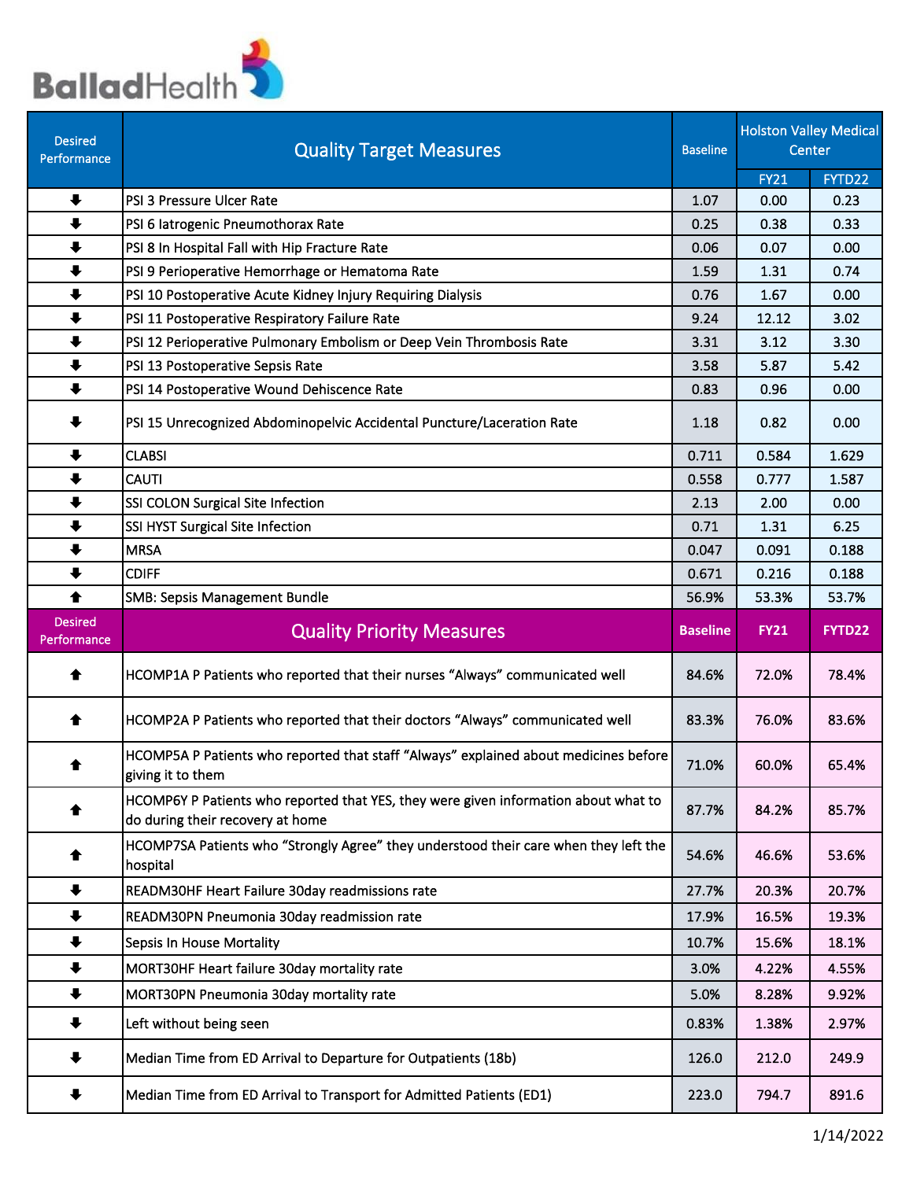BalladHealth

| Desired Performance | Quality Target Measures | Baseline | Holston Valley Medical Center | |
|---|---|---|---|---|
| | | | FY21 | FYTD22 |
| ⬇ | PSI 3 Pressure Ulcer Rate | 1.07 | 0.00 | 0.23 |
| ⬇ | PSI 6 Iatrogenic Pneumothorax Rate | 0.25 | 0.38 | 0.33 |
| ⬇ | PSI 8 In Hospital Fall with Hip Fracture Rate | 0.06 | 0.07 | 0.00 |
| ⬇ | PSI 9 Perioperative Hemorrhage or Hematoma Rate | 1.59 | 1.31 | 0.74 |
| ⬇ | PSI 10 Postoperative Acute Kidney Injury Requiring Dialysis | 0.76 | 1.67 | 0.00 |
| ⬇ | PSI 11 Postoperative Respiratory Failure Rate | 9.24 | 12.12 | 3.02 |
| ⬇ | PSI 12 Perioperative Pulmonary Embolism or Deep Vein Thrombosis Rate | 3.31 | 3.12 | 3.30 |
| ⬇ | PSI 13 Postoperative Sepsis Rate | 3.58 | 5.87 | 5.42 |
| ⬇ | PSI 14 Postoperative Wound Dehiscence Rate | 0.83 | 0.96 | 0.00 |
| ⬇ | PSI 15 Unrecognized Abdominopelvic Accidental Puncture/Laceration Rate | 1.18 | 0.82 | 0.00 |
| ⬇ | CLABSI | 0.711 | 0.584 | 1.629 |
| ⬇ | CAUTI | 0.558 | 0.777 | 1.587 |
| ⬇ | SSI COLON Surgical Site Infection | 2.13 | 2.00 | 0.00 |
| ⬇ | SSI HYST Surgical Site Infection | 0.71 | 1.31 | 6.25 |
| ⬇ | MRSA | 0.047 | 0.091 | 0.188 |
| ⬇ | CDIFF | 0.671 | 0.216 | 0.188 |
| ⬆ | SMB: Sepsis Management Bundle | 56.9% | 53.3% | 53.7% |

| Desired Performance | Quality Priority Measures | Baseline | FY21 | FYTD22 |
|---|---|---|---|---|
| ⬆ | HCOMP1A P Patients who reported that their nurses “Always” communicated well | 84.6% | 72.0% | 78.4% |
| ⬆ | HCOMP2A P Patients who reported that their doctors “Always” communicated well | 83.3% | 76.0% | 83.6% |
| ⬆ | HCOMP5A P Patients who reported that staff “Always” explained about medicines before giving it to them | 71.0% | 60.0% | 65.4% |
| ⬆ | HCOMP6Y P Patients who reported that YES, they were given information about what to do during their recovery at home | 87.7% | 84.2% | 85.7% |
| ⬆ | HCOMP7SA Patients who “Strongly Agree” they understood their care when they left the hospital | 54.6% | 46.6% | 53.6% |
| ⬇ | READM30HF Heart Failure 30day readmissions rate | 27.7% | 20.3% | 20.7% |
| ⬇ | READM30PN Pneumonia 30day readmission rate | 17.9% | 16.5% | 19.3% |
| ⬇ | Sepsis In House Mortality | 10.7% | 15.6% | 18.1% |
| ⬇ | MORT30HF Heart failure 30day mortality rate | 3.0% | 4.22% | 4.55% |
| ⬇ | MORT30PN Pneumonia 30day mortality rate | 5.0% | 8.28% | 9.92% |
| ⬇ | Left without being seen | 0.83% | 1.38% | 2.97% |
| ⬇ | Median Time from ED Arrival to Departure for Outpatients (18b) | 126.0 | 212.0 | 249.9 |
| ⬇ | Median Time from ED Arrival to Transport for Admitted Patients (ED1) | 223.0 | 794.7 | 891.6 |

1/14/2022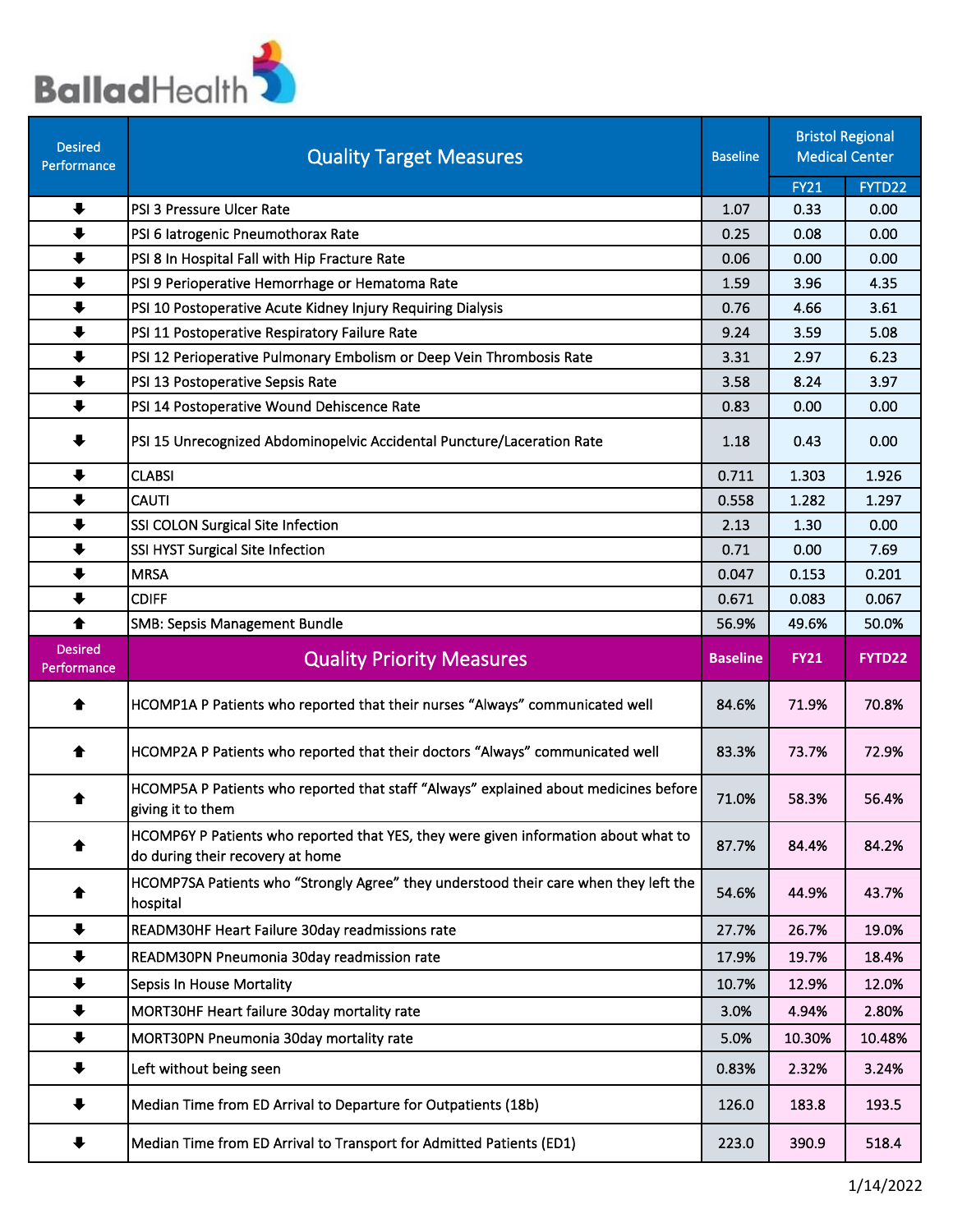BalladHealth

| Desired Performance | Quality Target Measures | Baseline | Bristol Regional Medical Center | |
|---|---|---|---|---|
| | | | FY21 | FYTD22 |
| ⬇ | PSI 3 Pressure Ulcer Rate | 1.07 | 0.33 | 0.00 |
| ⬇ | PSI 6 Iatrogenic Pneumothorax Rate | 0.25 | 0.08 | 0.00 |
| ⬇ | PSI 8 In Hospital Fall with Hip Fracture Rate | 0.06 | 0.00 | 0.00 |
| ⬇ | PSI 9 Perioperative Hemorrhage or Hematoma Rate | 1.59 | 3.96 | 4.35 |
| ⬇ | PSI 10 Postoperative Acute Kidney Injury Requiring Dialysis | 0.76 | 4.66 | 3.61 |
| ⬇ | PSI 11 Postoperative Respiratory Failure Rate | 9.24 | 3.59 | 5.08 |
| ⬇ | PSI 12 Perioperative Pulmonary Embolism or Deep Vein Thrombosis Rate | 3.31 | 2.97 | 6.23 |
| ⬇ | PSI 13 Postoperative Sepsis Rate | 3.58 | 8.24 | 3.97 |
| ⬇ | PSI 14 Postoperative Wound Dehiscence Rate | 0.83 | 0.00 | 0.00 |
| ⬇ | PSI 15 Unrecognized Abdominopelvic Accidental Puncture/Laceration Rate | 1.18 | 0.43 | 0.00 |
| ⬇ | CLABSI | 0.711 | 1.303 | 1.926 |
| ⬇ | CAUTI | 0.558 | 1.282 | 1.297 |
| ⬇ | SSI COLON Surgical Site Infection | 2.13 | 1.30 | 0.00 |
| ⬇ | SSI HYST Surgical Site Infection | 0.71 | 0.00 | 7.69 |
| ⬇ | MRSA | 0.047 | 0.153 | 0.201 |
| ⬇ | CDIFF | 0.671 | 0.083 | 0.067 |
| ⬆ | SMB: Sepsis Management Bundle | 56.9% | 49.6% | 50.0% |

| Desired Performance | Quality Priority Measures | Baseline | FY21 | FYTD22 |
|---|---|---|---|---|
| ⬆ | HCOMP1A P Patients who reported that their nurses "Always" communicated well | 84.6% | 71.9% | 70.8% |
| ⬆ | HCOMP2A P Patients who reported that their doctors "Always" communicated well | 83.3% | 73.7% | 72.9% |
| ⬆ | HCOMP5A P Patients who reported that staff "Always" explained about medicines before giving it to them | 71.0% | 58.3% | 56.4% |
| ⬆ | HCOMP6Y P Patients who reported that YES, they were given information about what to do during their recovery at home | 87.7% | 84.4% | 84.2% |
| ⬆ | HCOMP7SA Patients who "Strongly Agree" they understood their care when they left the hospital | 54.6% | 44.9% | 43.7% |
| ⬇ | READM30HF Heart Failure 30day readmissions rate | 27.7% | 26.7% | 19.0% |
| ⬇ | READM30PN Pneumonia 30day readmission rate | 17.9% | 19.7% | 18.4% |
| ⬇ | Sepsis In House Mortality | 10.7% | 12.9% | 12.0% |
| ⬇ | MORT30HF Heart failure 30day mortality rate | 3.0% | 4.94% | 2.80% |
| ⬇ | MORT30PN Pneumonia 30day mortality rate | 5.0% | 10.30% | 10.48% |
| ⬇ | Left without being seen | 0.83% | 2.32% | 3.24% |
| ⬇ | Median Time from ED Arrival to Departure for Outpatients (18b) | 126.0 | 183.8 | 193.5 |
| ⬇ | Median Time from ED Arrival to Transport for Admitted Patients (ED1) | 223.0 | 390.9 | 518.4 |

1/14/2022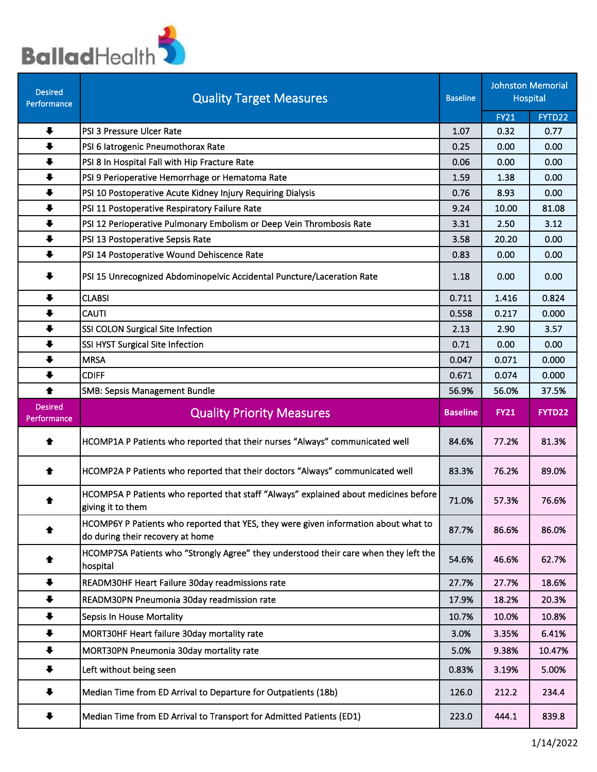BalladHealth

| Desired Performance | Quality Target Measures | Baseline | Johnston Memorial Hospital | |
|---|---|---|---|---|
| | | | FY21 | FYTD22 |
| ⬇ | PSI 3 Pressure Ulcer Rate | 1.07 | 0.32 | 0.77 |
| ⬇ | PSI 6 Iatrogenic Pneumothorax Rate | 0.25 | 0.00 | 0.00 |
| ⬇ | PSI 8 In Hospital Fall with Hip Fracture Rate | 0.06 | 0.00 | 0.00 |
| ⬇ | PSI 9 Perioperative Hemorrhage or Hematoma Rate | 1.59 | 1.38 | 0.00 |
| ⬇ | PSI 10 Postoperative Acute Kidney Injury Requiring Dialysis | 0.76 | 8.93 | 0.00 |
| ⬇ | PSI 11 Postoperative Respiratory Failure Rate | 9.24 | 10.00 | 81.08 |
| ⬇ | PSI 12 Perioperative Pulmonary Embolism or Deep Vein Thrombosis Rate | 3.31 | 2.50 | 3.12 |
| ⬇ | PSI 13 Postoperative Sepsis Rate | 3.58 | 20.20 | 0.00 |
| ⬇ | PSI 14 Postoperative Wound Dehiscence Rate | 0.83 | 0.00 | 0.00 |
| ⬇ | PSI 15 Unrecognized Abdominopelvic Accidental Puncture/Laceration Rate | 1.18 | 0.00 | 0.00 |
| ⬇ | CLABSI | 0.711 | 1.416 | 0.824 |
| ⬇ | CAUTI | 0.558 | 0.217 | 0.000 |
| ⬇ | SSI COLON Surgical Site Infection | 2.13 | 2.90 | 3.57 |
| ⬇ | SSI HYST Surgical Site Infection | 0.71 | 0.00 | 0.00 |
| ⬇ | MRSA | 0.047 | 0.071 | 0.000 |
| ⬇ | CDIFF | 0.671 | 0.074 | 0.000 |
| ⬆ | SMB: Sepsis Management Bundle | 56.9% | 56.0% | 37.5% |

| Desired Performance | Quality Priority Measures | Baseline | FY21 | FYTD22 |
|---|---|---|---|---|
| ⬆ | HCOMP1A P Patients who reported that their nurses "Always" communicated well | 84.6% | 77.2% | 81.3% |
| ⬆ | HCOMP2A P Patients who reported that their doctors "Always" communicated well | 83.3% | 76.2% | 89.0% |
| ⬆ | HCOMP5A P Patients who reported that staff "Always" explained about medicines before giving it to them | 71.0% | 57.3% | 76.6% |
| ⬆ | HCOMP6Y P Patients who reported that YES, they were given information about what to do during their recovery at home | 87.7% | 86.6% | 86.0% |
| ⬆ | HCOMP7SA Patients who "Strongly Agree" they understood their care when they left the hospital | 54.6% | 46.6% | 62.7% |
| ⬇ | READM30HF Heart Failure 30day readmissions rate | 27.7% | 27.7% | 18.6% |
| ⬇ | READM30PN Pneumonia 30day readmission rate | 17.9% | 18.2% | 20.3% |
| ⬇ | Sepsis In House Mortality | 10.7% | 10.0% | 10.8% |
| ⬇ | MORT30HF Heart failure 30day mortality rate | 3.0% | 3.35% | 6.41% |
| ⬇ | MORT30PN Pneumonia 30day mortality rate | 5.0% | 9.38% | 10.47% |
| ⬇ | Left without being seen | 0.83% | 3.19% | 5.00% |
| ⬇ | Median Time from ED Arrival to Departure for Outpatients (18b) | 126.0 | 212.2 | 234.4 |
| ⬇ | Median Time from ED Arrival to Transport for Admitted Patients (ED1) | 223.0 | 444.1 | 839.8 |

1/14/2022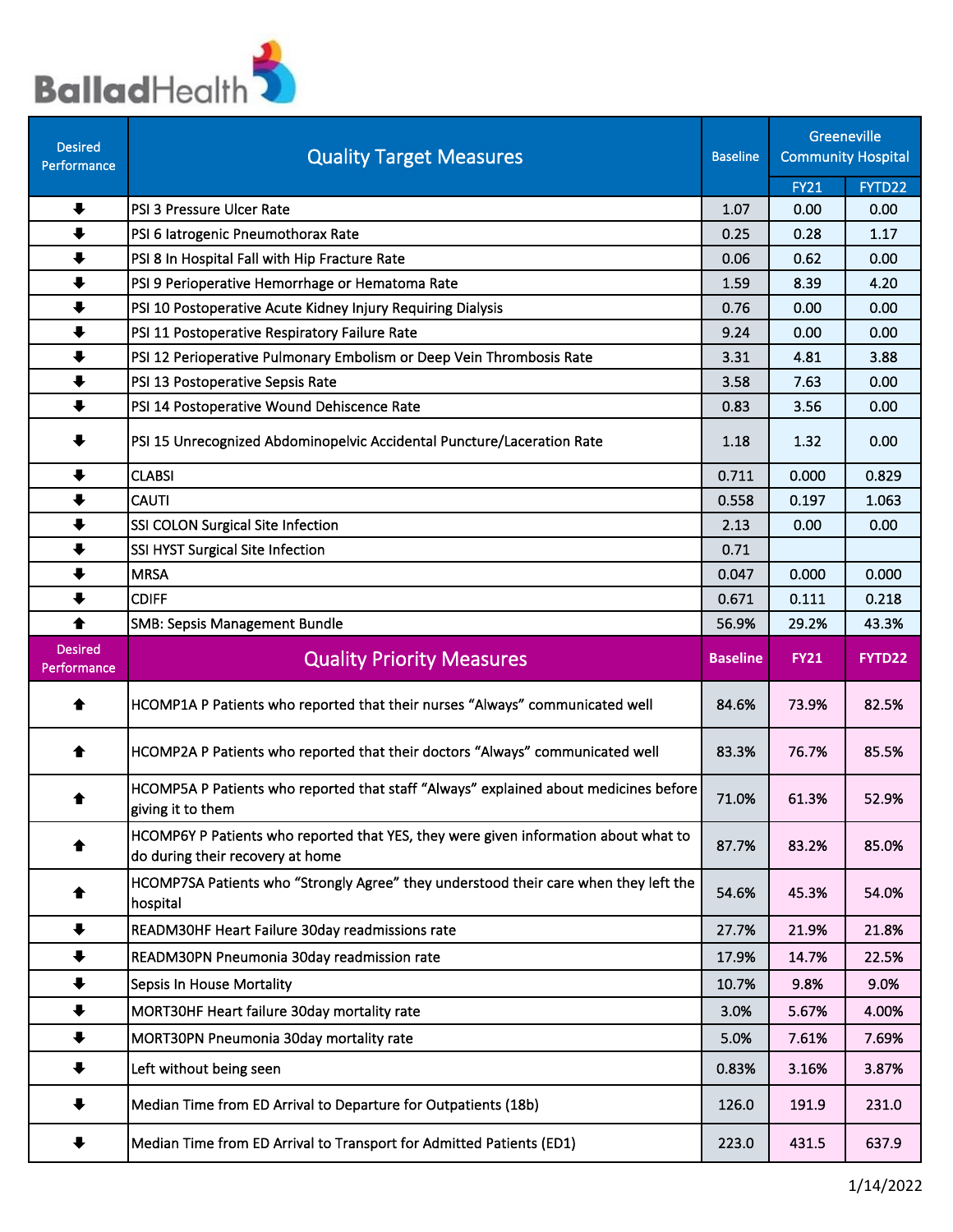Ballad Health

| Desired Performance | Quality Target Measures | Baseline | Greenville Community Hospital | |
|---|---|---|---|---|
| | | | FY21 | FYTD22 |
| ⬇ | PSI 3 Pressure Ulcer Rate | 1.07 | 0.00 | 0.00 |
| ⬇ | PSI 6 Iatrogenic Pneumothorax Rate | 0.25 | 0.28 | 1.17 |
| ⬇ | PSI 8 In Hospital Fall with Hip Fracture Rate | 0.06 | 0.62 | 0.00 |
| ⬇ | PSI 9 Perioperative Hemorrhage or Hematoma Rate | 1.59 | 8.39 | 4.20 |
| ⬇ | PSI 10 Postoperative Acute Kidney Injury Requiring Dialysis | 0.76 | 0.00 | 0.00 |
| ⬇ | PSI 11 Postoperative Respiratory Failure Rate | 9.24 | 0.00 | 0.00 |
| ⬇ | PSI 12 Perioperative Pulmonary Embolism or Deep Vein Thrombosis Rate | 3.31 | 4.81 | 3.88 |
| ⬇ | PSI 13 Postoperative Sepsis Rate | 3.58 | 7.63 | 0.00 |
| ⬇ | PSI 14 Postoperative Wound Dehiscence Rate | 0.83 | 3.56 | 0.00 |
| ⬇ | PSI 15 Unrecognized Abdominopelvic Accidental Puncture/Laceration Rate | 1.18 | 1.32 | 0.00 |
| ⬇ | CLABSI | 0.711 | 0.000 | 0.829 |
| ⬇ | CAUTI | 0.558 | 0.197 | 1.063 |
| ⬇ | SSI COLON Surgical Site Infection | 2.13 | 0.00 | 0.00 |
| ⬇ | SSI HYST Surgical Site Infection | 0.71 | | |
| ⬇ | MRSA | 0.047 | 0.000 | 0.000 |
| ⬇ | CDIFF | 0.671 | 0.111 | 0.218 |
| ⬆ | SMB: Sepsis Management Bundle | 56.9% | 29.2% | 43.3% |

| Desired Performance | Quality Priority Measures | Baseline | FY21 | FYTD22 |
|---|---|---|---|---|
| ⬆ | HCOMP1A P Patients who reported that their nurses "Always" communicated well | 84.6% | 73.9% | 82.5% |
| ⬆ | HCOMP2A P Patients who reported that their doctors "Always" communicated well | 83.3% | 76.7% | 85.5% |
| ⬆ | HCOMP5A P Patients who reported that staff "Always" explained about medicines before giving it to them | 71.0% | 61.3% | 52.9% |
| ⬆ | HCOMP6Y P Patients who reported that YES, they were given information about what to do during their recovery at home | 87.7% | 83.2% | 85.0% |
| ⬆ | HCOMP7SA Patients who "Strongly Agree" they understood their care when they left the hospital | 54.6% | 45.3% | 54.0% |
| ⬇ | READM30HF Heart Failure 30day readmissions rate | 27.7% | 21.9% | 21.8% |
| ⬇ | READM30PN Pneumonia 30day readmission rate | 17.9% | 14.7% | 22.5% |
| ⬇ | Sepsis In House Mortality | 10.7% | 9.8% | 9.0% |
| ⬇ | MORT30HF Heart failure 30day mortality rate | 3.0% | 5.67% | 4.00% |
| ⬇ | MORT30PN Pneumonia 30day mortality rate | 5.0% | 7.61% | 7.69% |
| ⬇ | Left without being seen | 0.83% | 3.16% | 3.87% |
| ⬇ | Median Time from ED Arrival to Departure for Outpatients (18b) | 126.0 | 191.9 | 231.0 |
| ⬇ | Median Time from ED Arrival to Transport for Admitted Patients (ED1) | 223.0 | 431.5 | 637.9 |

1/14/2022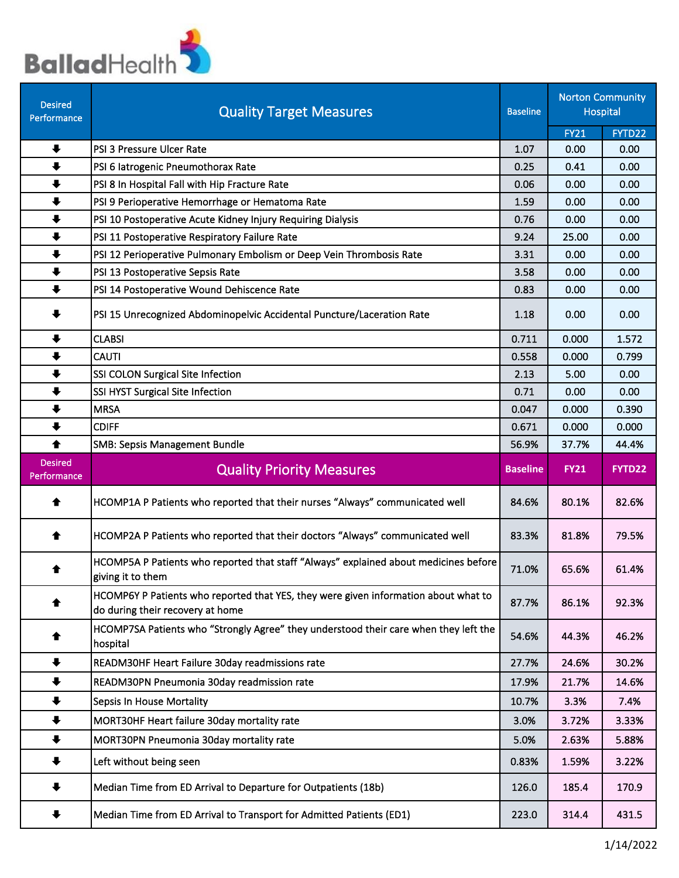BalladHealth

| Desired Performance | Quality Target Measures | Baseline | Norton Community Hospital | |
|---|---|---|---|---|
| | | | FY21 | FYTD22 |
| ↓ | PSI 3 Pressure Ulcer Rate | 1.07 | 0.00 | 0.00 |
| ↓ | PSI 6 Iatrogenic Pneumothorax Rate | 0.25 | 0.41 | 0.00 |
| ↓ | PSI 8 In Hospital Fall with Hip Fracture Rate | 0.06 | 0.00 | 0.00 |
| ↓ | PSI 9 Perioperative Hemorrhage or Hematoma Rate | 1.59 | 0.00 | 0.00 |
| ↓ | PSI 10 Postoperative Acute Kidney Injury Requiring Dialysis | 0.76 | 0.00 | 0.00 |
| ↓ | PSI 11 Postoperative Respiratory Failure Rate | 9.24 | 25.00 | 0.00 |
| ↓ | PSI 12 Perioperative Pulmonary Embolism or Deep Vein Thrombosis Rate | 3.31 | 0.00 | 0.00 |
| ↓ | PSI 13 Postoperative Sepsis Rate | 3.58 | 0.00 | 0.00 |
| ↓ | PSI 14 Postoperative Wound Dehiscence Rate | 0.83 | 0.00 | 0.00 |
| ↓ | PSI 15 Unrecognized Abdominopelvic Accidental Puncture/Laceration Rate | 1.18 | 0.00 | 0.00 |
| ↓ | CLABSI | 0.711 | 0.000 | 1.572 |
| ↓ | CAUTI | 0.558 | 0.000 | 0.799 |
| ↓ | SSI COLON Surgical Site Infection | 2.13 | 5.00 | 0.00 |
| ↓ | SSI HYST Surgical Site Infection | 0.71 | 0.00 | 0.00 |
| ↓ | MRSA | 0.047 | 0.000 | 0.390 |
| ↓ | CDIFF | 0.671 | 0.000 | 0.000 |
| ↑ | SMB: Sepsis Management Bundle | 56.9% | 37.7% | 44.4% |

| Desired Performance | Quality Priority Measures | Baseline | FY21 | FYTD22 |
|---|---|---|---|---|
| ↑ | HCOMP1A P Patients who reported that their nurses "Always" communicated well | 84.6% | 80.1% | 82.6% |
| ↑ | HCOMP2A P Patients who reported that their doctors "Always" communicated well | 83.3% | 81.8% | 79.5% |
| ↑ | HCOMP5A P Patients who reported that staff "Always" explained about medicines before giving it to them | 71.0% | 65.6% | 61.4% |
| ↑ | HCOMP6Y P Patients who reported that YES, they were given information about what to do during their recovery at home | 87.7% | 86.1% | 92.3% |
| ↑ | HCOMP7SA Patients who "Strongly Agree" they understood their care when they left the hospital | 54.6% | 44.3% | 46.2% |
| ↓ | READM30HF Heart Failure 30day readmissions rate | 27.7% | 24.6% | 30.2% |
| ↓ | READM30PN Pneumonia 30day readmission rate | 17.9% | 21.7% | 14.6% |
| ↓ | Sepsis In House Mortality | 10.7% | 3.3% | 7.4% |
| ↓ | MORT30HF Heart failure 30day mortality rate | 3.0% | 3.72% | 3.33% |
| ↓ | MORT30PN Pneumonia 30day mortality rate | 5.0% | 2.63% | 5.88% |
| ↓ | Left without being seen | 0.83% | 1.59% | 3.22% |
| ↓ | Median Time from ED Arrival to Departure for Outpatients (18b) | 126.0 | 185.4 | 170.9 |
| ↓ | Median Time from ED Arrival to Transport for Admitted Patients (ED1) | 223.0 | 314.4 | 431.5 |

1/14/2022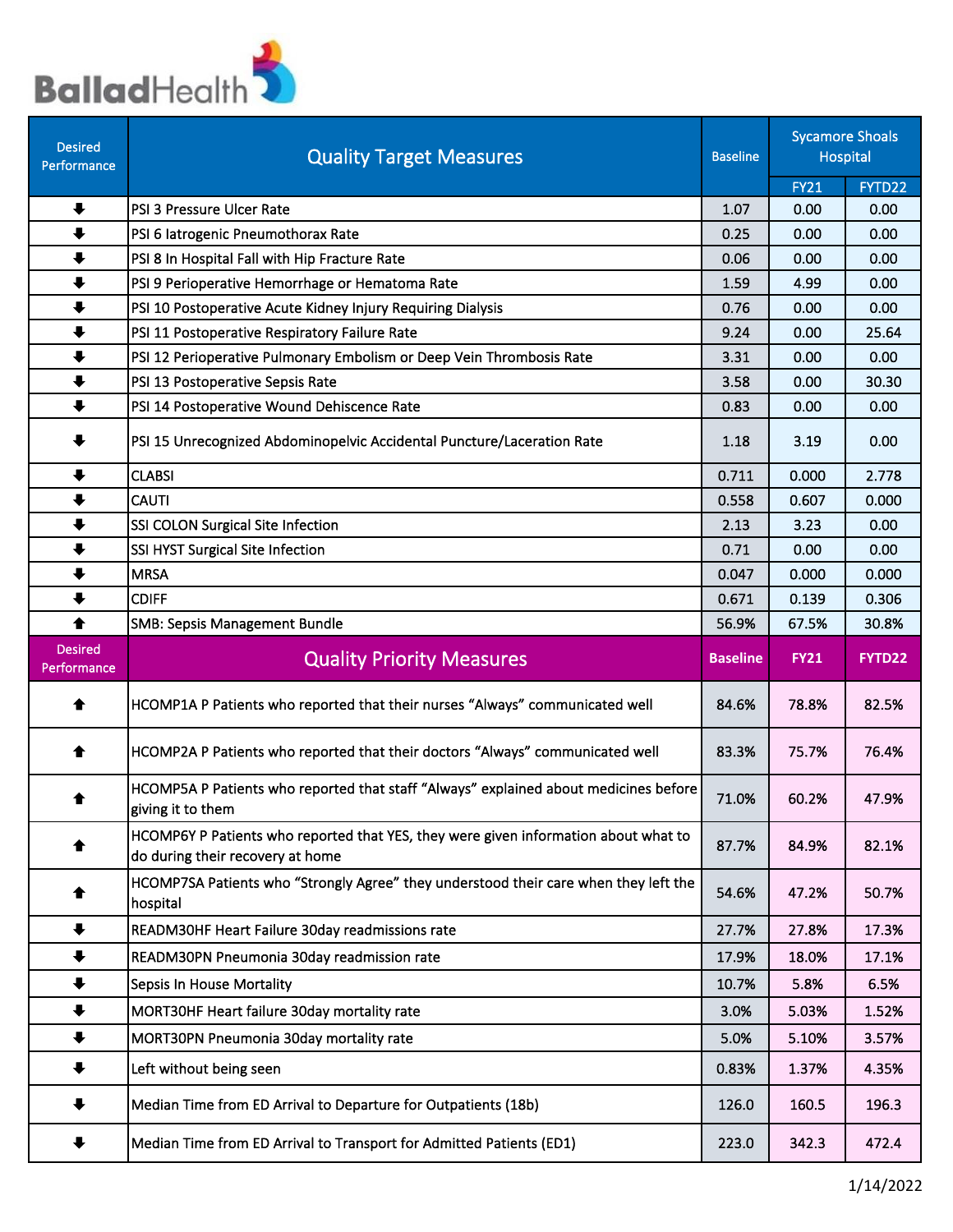BalladHealth

| Desired Performance | Quality Target Measures | Baseline | Sycamore Shoals Hospital | |
|---|---|---|---|---|
| | | | FY21 | FYTD22 |
| ↓ | PSI 3 Pressure Ulcer Rate | 1.07 | 0.00 | 0.00 |
| ↓ | PSI 6 Iatrogenic Pneumothorax Rate | 0.25 | 0.00 | 0.00 |
| ↓ | PSI 8 In Hospital Fall with Hip Fracture Rate | 0.06 | 0.00 | 0.00 |
| ↓ | PSI 9 Perioperative Hemorrhage or Hematoma Rate | 1.59 | 4.99 | 0.00 |
| ↓ | PSI 10 Postoperative Acute Kidney Injury Requiring Dialysis | 0.76 | 0.00 | 0.00 |
| ↓ | PSI 11 Postoperative Respiratory Failure Rate | 9.24 | 0.00 | 25.64 |
| ↓ | PSI 12 Perioperative Pulmonary Embolism or Deep Vein Thrombosis Rate | 3.31 | 0.00 | 0.00 |
| ↓ | PSI 13 Postoperative Sepsis Rate | 3.58 | 0.00 | 30.30 |
| ↓ | PSI 14 Postoperative Wound Dehiscence Rate | 0.83 | 0.00 | 0.00 |
| ↓ | PSI 15 Unrecognized Abdominopelvic Accidental Puncture/Laceration Rate | 1.18 | 3.19 | 0.00 |
| ↓ | CLABSI | 0.711 | 0.000 | 2.778 |
| ↓ | CAUTI | 0.558 | 0.607 | 0.000 |
| ↓ | SSI COLON Surgical Site Infection | 2.13 | 3.23 | 0.00 |
| ↓ | SSI HYST Surgical Site Infection | 0.71 | 0.00 | 0.00 |
| ↓ | MRSA | 0.047 | 0.000 | 0.000 |
| ↓ | CDIFF | 0.671 | 0.139 | 0.306 |
| ↑ | SMB: Sepsis Management Bundle | 56.9% | 67.5% | 30.8% |

| Desired Performance | Quality Priority Measures | Baseline | FY21 | FYTD22 |
|---|---|---|---|---|
| ↑ | HCOMP1A P Patients who reported that their nurses “Always” communicated well | 84.6% | 78.8% | 82.5% |
| ↑ | HCOMP2A P Patients who reported that their doctors “Always” communicated well | 83.3% | 75.7% | 76.4% |
| ↑ | HCOMP5A P Patients who reported that staff “Always” explained about medicines before giving it to them | 71.0% | 60.2% | 47.9% |
| ↑ | HCOMP6Y P Patients who reported that YES, they were given information about what to do during their recovery at home | 87.7% | 84.9% | 82.1% |
| ↑ | HCOMP7SA Patients who “Strongly Agree” they understood their care when they left the hospital | 54.6% | 47.2% | 50.7% |
| ↓ | READM30HF Heart Failure 30day readmissions rate | 27.7% | 27.8% | 17.3% |
| ↓ | READM30PN Pneumonia 30day readmission rate | 17.9% | 18.0% | 17.1% |
| ↓ | Sepsis In House Mortality | 10.7% | 5.8% | 6.5% |
| ↓ | MORT30HF Heart failure 30day mortality rate | 3.0% | 5.03% | 1.52% |
| ↓ | MORT30PN Pneumonia 30day mortality rate | 5.0% | 5.10% | 3.57% |
| ↓ | Left without being seen | 0.83% | 1.37% | 4.35% |
| ↓ | Median Time from ED Arrival to Departure for Outpatients (18b) | 126.0 | 160.5 | 196.3 |
| ↓ | Median Time from ED Arrival to Transport for Admitted Patients (ED1) | 223.0 | 342.3 | 472.4 |

1/14/2022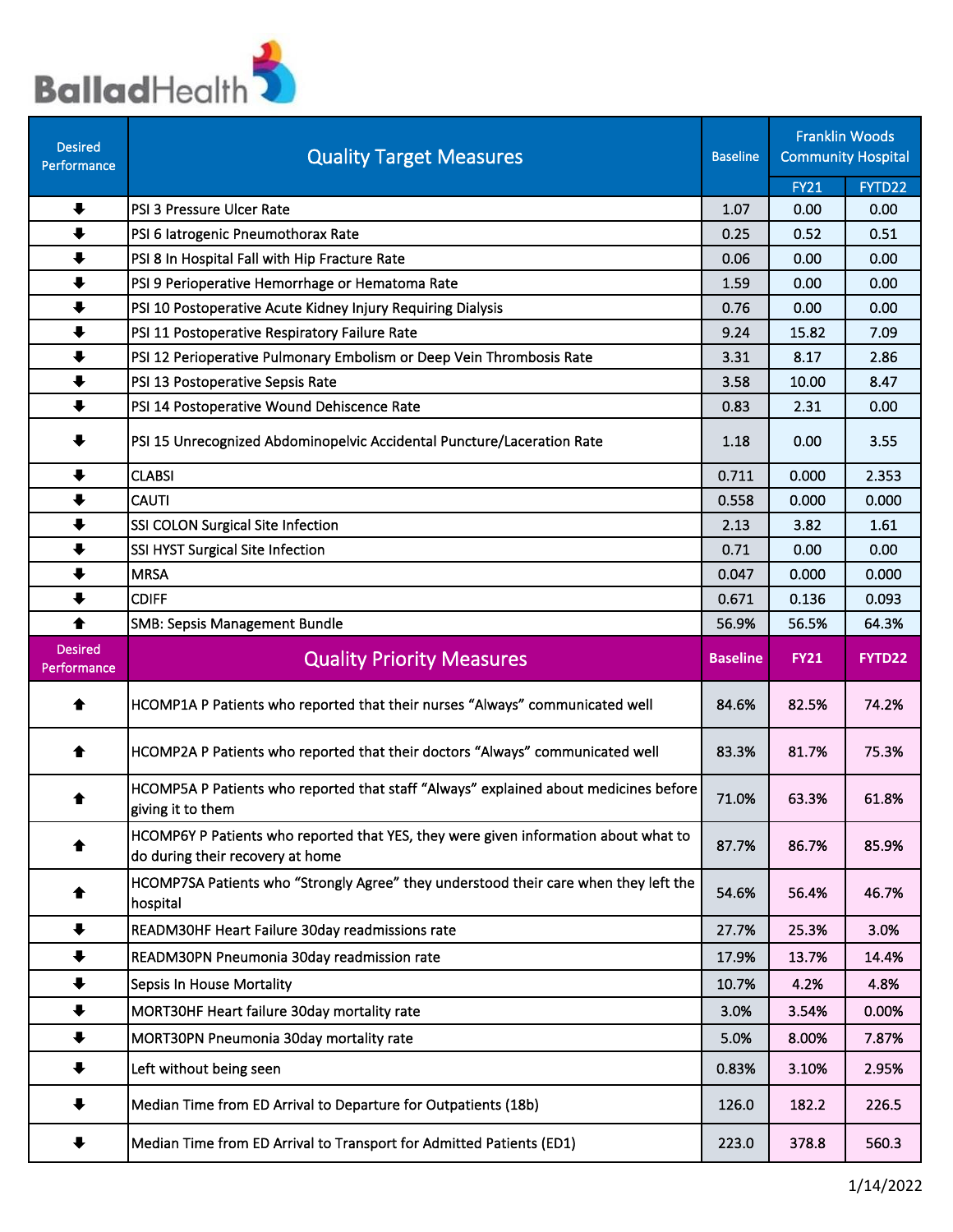Ballad Health

| Desired Performance | Quality Target Measures | Baseline | Franklin Woods Community Hospital | |
|---|---|---|---|---|
| | | | FY21 | FYTD22 |
| ↓ | PSI 3 Pressure Ulcer Rate | 1.07 | 0.00 | 0.00 |
| ↓ | PSI 6 Iatrogenic Pneumothorax Rate | 0.25 | 0.52 | 0.51 |
| ↓ | PSI 8 In Hospital Fall with Hip Fracture Rate | 0.06 | 0.00 | 0.00 |
| ↓ | PSI 9 Perioperative Hemorrhage or Hematoma Rate | 1.59 | 0.00 | 0.00 |
| ↓ | PSI 10 Postoperative Acute Kidney Injury Requiring Dialysis | 0.76 | 0.00 | 0.00 |
| ↓ | PSI 11 Postoperative Respiratory Failure Rate | 9.24 | 15.82 | 7.09 |
| ↓ | PSI 12 Perioperative Pulmonary Embolism or Deep Vein Thrombosis Rate | 3.31 | 8.17 | 2.86 |
| ↓ | PSI 13 Postoperative Sepsis Rate | 3.58 | 10.00 | 8.47 |
| ↓ | PSI 14 Postoperative Wound Dehiscence Rate | 0.83 | 2.31 | 0.00 |
| ↓ | PSI 15 Unrecognized Abdominopelvic Accidental Puncture/Laceration Rate | 1.18 | 0.00 | 3.55 |
| ↓ | CLABSI | 0.711 | 0.000 | 2.353 |
| ↓ | CAUTI | 0.558 | 0.000 | 0.000 |
| ↓ | SSI COLON Surgical Site Infection | 2.13 | 3.82 | 1.61 |
| ↓ | SSI HYST Surgical Site Infection | 0.71 | 0.00 | 0.00 |
| ↓ | MRSA | 0.047 | 0.000 | 0.000 |
| ↓ | CDIFF | 0.671 | 0.136 | 0.093 |
| ↑ | SMB: Sepsis Management Bundle | 56.9% | 56.5% | 64.3% |
| **Desired Performance** | **Quality Priority Measures** | **Baseline** | **FY21** | **FYTD22** |
| ↑ | HCOMP1A P Patients who reported that their nurses "Always" communicated well | 84.6% | 82.5% | 74.2% |
| ↑ | HCOMP2A P Patients who reported that their doctors "Always" communicated well | 83.3% | 81.7% | 75.3% |
| ↑ | HCOMP5A P Patients who reported that staff "Always" explained about medicines before giving it to them | 71.0% | 63.3% | 61.8% |
| ↑ | HCOMP6Y P Patients who reported that YES, they were given information about what to do during their recovery at home | 87.7% | 86.7% | 85.9% |
| ↑ | HCOMP7SA Patients who "Strongly Agree" they understood their care when they left the hospital | 54.6% | 56.4% | 46.7% |
| ↓ | READM30HF Heart Failure 30day readmissions rate | 27.7% | 25.3% | 3.0% |
| ↓ | READM30PN Pneumonia 30day readmission rate | 17.9% | 13.7% | 14.4% |
| ↓ | Sepsis In House Mortality | 10.7% | 4.2% | 4.8% |
| ↓ | MORT30HF Heart failure 30day mortality rate | 3.0% | 3.54% | 0.00% |
| ↓ | MORT30PN Pneumonia 30day mortality rate | 5.0% | 8.00% | 7.87% |
| ↓ | Left without being seen | 0.83% | 3.10% | 2.95% |
| ↓ | Median Time from ED Arrival to Departure for Outpatients (18b) | 126.0 | 182.2 | 226.5 |
| ↓ | Median Time from ED Arrival to Transport for Admitted Patients (ED1) | 223.0 | 378.8 | 560.3 |

1/14/2022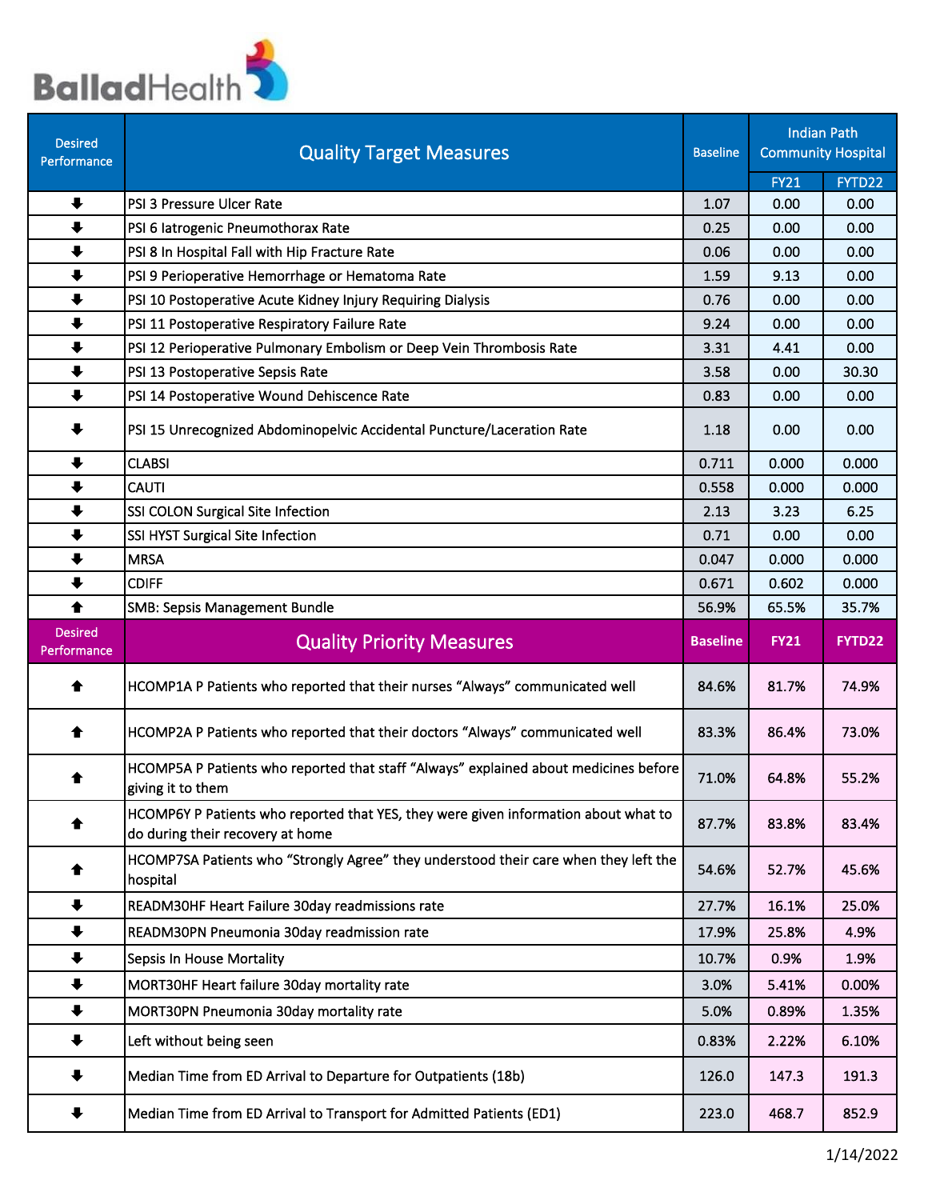# BalladHealth

| Desired Performance | Quality Target Measures | Baseline | Indian Path Community Hospital | |
|---|---|---|---|---|
| | | | FY21 | FYTD22 |
| ⬇ | PSI 3 Pressure Ulcer Rate | 1.07 | 0.00 | 0.00 |
| ⬇ | PSI 6 Iatrogenic Pneumothorax Rate | 0.25 | 0.00 | 0.00 |
| ⬇ | PSI 8 In Hospital Fall with Hip Fracture Rate | 0.06 | 0.00 | 0.00 |
| ⬇ | PSI 9 Perioperative Hemorrhage or Hematoma Rate | 1.59 | 9.13 | 0.00 |
| ⬇ | PSI 10 Postoperative Acute Kidney Injury Requiring Dialysis | 0.76 | 0.00 | 0.00 |
| ⬇ | PSI 11 Postoperative Respiratory Failure Rate | 9.24 | 0.00 | 0.00 |
| ⬇ | PSI 12 Perioperative Pulmonary Embolism or Deep Vein Thrombosis Rate | 3.31 | 4.41 | 0.00 |
| ⬇ | PSI 13 Postoperative Sepsis Rate | 3.58 | 0.00 | 30.30 |
| ⬇ | PSI 14 Postoperative Wound Dehiscence Rate | 0.83 | 0.00 | 0.00 |
| ⬇ | PSI 15 Unrecognized Abdominopelvic Accidental Puncture/Laceration Rate | 1.18 | 0.00 | 0.00 |
| ⬇ | CLABSI | 0.711 | 0.000 | 0.000 |
| ⬇ | CAUTI | 0.558 | 0.000 | 0.000 |
| ⬇ | SSI COLON Surgical Site Infection | 2.13 | 3.23 | 6.25 |
| ⬇ | SSI HYST Surgical Site Infection | 0.71 | 0.00 | 0.00 |
| ⬇ | MRSA | 0.047 | 0.000 | 0.000 |
| ⬇ | CDIFF | 0.671 | 0.602 | 0.000 |
| ⬆ | SMB: Sepsis Management Bundle | 56.9% | 65.5% | 35.7% |

| Desired Performance | Quality Priority Measures | Baseline | FY21 | FYTD22 |
|---|---|---|---|---|
| ⬆ | HCOMP1A P Patients who reported that their nurses "Always" communicated well | 84.6% | 81.7% | 74.9% |
| ⬆ | HCOMP2A P Patients who reported that their doctors "Always" communicated well | 83.3% | 86.4% | 73.0% |
| ⬆ | HCOMP5A P Patients who reported that staff "Always" explained about medicines before giving it to them | 71.0% | 64.8% | 55.2% |
| ⬆ | HCOMP6Y P Patients who reported that YES, they were given information about what to do during their recovery at home | 87.7% | 83.8% | 83.4% |
| ⬆ | HCOMP7SA Patients who "Strongly Agree" they understood their care when they left the hospital | 54.6% | 52.7% | 45.6% |
| ⬇ | READM30HF Heart Failure 30day readmissions rate | 27.7% | 16.1% | 25.0% |
| ⬇ | READM30PN Pneumonia 30day readmission rate | 17.9% | 25.8% | 4.9% |
| ⬇ | Sepsis In House Mortality | 10.7% | 0.9% | 1.9% |
| ⬇ | MORT30HF Heart failure 30day mortality rate | 3.0% | 5.41% | 0.00% |
| ⬇ | MORT30PN Pneumonia 30day mortality rate | 5.0% | 0.89% | 1.35% |
| ⬇ | Left without being seen | 0.83% | 2.22% | 6.10% |
| ⬇ | Median Time from ED Arrival to Departure for Outpatients (18b) | 126.0 | 147.3 | 191.3 |
| ⬇ | Median Time from ED Arrival to Transport for Admitted Patients (ED1) | 223.0 | 468.7 | 852.9 |

1/14/2022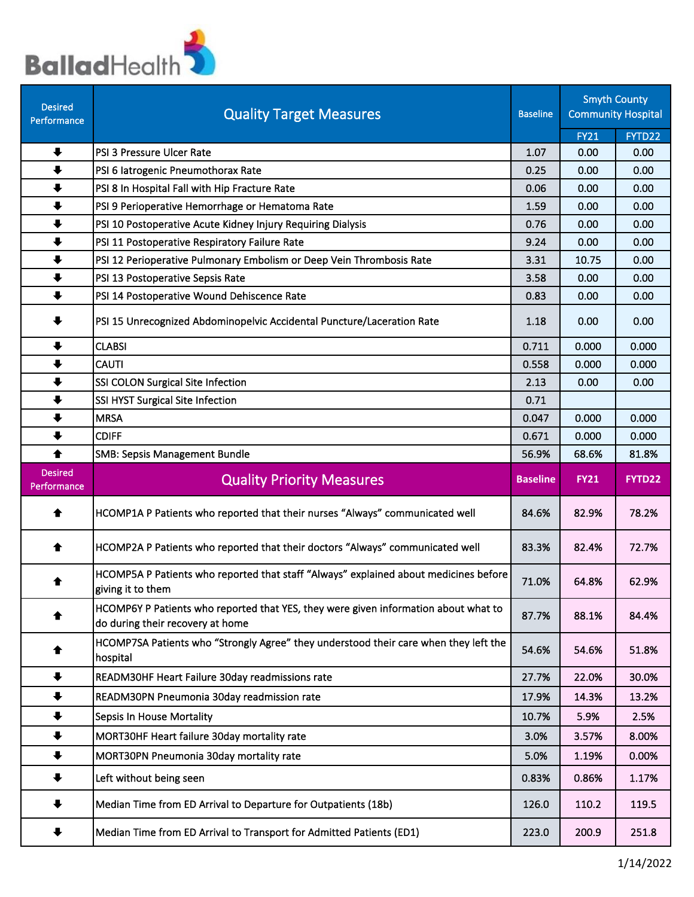Ballad Health

| Desired Performance | Quality Target Measures | Baseline | Smyth County Community Hospital | |
|---|---|---|---|---|
| | | | FY21 | FYTD22 |
| ⬇ | PSI 3 Pressure Ulcer Rate | 1.07 | 0.00 | 0.00 |
| ⬇ | PSI 6 Iatrogenic Pneumothorax Rate | 0.25 | 0.00 | 0.00 |
| ⬇ | PSI 8 In Hospital Fall with Hip Fracture Rate | 0.06 | 0.00 | 0.00 |
| ⬇ | PSI 9 Perioperative Hemorrhage or Hematoma Rate | 1.59 | 0.00 | 0.00 |
| ⬇ | PSI 10 Postoperative Acute Kidney Injury Requiring Dialysis | 0.76 | 0.00 | 0.00 |
| ⬇ | PSI 11 Postoperative Respiratory Failure Rate | 9.24 | 0.00 | 0.00 |
| ⬇ | PSI 12 Perioperative Pulmonary Embolism or Deep Vein Thrombosis Rate | 3.31 | 10.75 | 0.00 |
| ⬇ | PSI 13 Postoperative Sepsis Rate | 3.58 | 0.00 | 0.00 |
| ⬇ | PSI 14 Postoperative Wound Dehiscence Rate | 0.83 | 0.00 | 0.00 |
| ⬇ | PSI 15 Unrecognized Abdominopelvic Accidental Puncture/Laceration Rate | 1.18 | 0.00 | 0.00 |
| ⬇ | CLABSI | 0.711 | 0.000 | 0.000 |
| ⬇ | CAUTI | 0.558 | 0.000 | 0.000 |
| ⬇ | SSI COLON Surgical Site Infection | 2.13 | 0.00 | 0.00 |
| ⬇ | SSI HYST Surgical Site Infection | 0.71 | | |
| ⬇ | MRSA | 0.047 | 0.000 | 0.000 |
| ⬇ | CDIFF | 0.671 | 0.000 | 0.000 |
| ⬆ | SMB: Sepsis Management Bundle | 56.9% | 68.6% | 81.8% |

| Desired Performance | Quality Priority Measures | Baseline | FY21 | FYTD22 |
|---|---|---|---|---|
| ⬆ | HCOMP1A P Patients who reported that their nurses "Always" communicated well | 84.6% | 82.9% | 78.2% |
| ⬆ | HCOMP2A P Patients who reported that their doctors "Always" communicated well | 83.3% | 82.4% | 72.7% |
| ⬆ | HCOMP5A P Patients who reported that staff "Always" explained about medicines before giving it to them | 71.0% | 64.8% | 62.9% |
| ⬆ | HCOMP6Y P Patients who reported that YES, they were given information about what to do during their recovery at home | 87.7% | 88.1% | 84.4% |
| ⬆ | HCOMP7SA Patients who "Strongly Agree" they understood their care when they left the hospital | 54.6% | 54.6% | 51.8% |
| ⬇ | READM30HF Heart Failure 30day readmissions rate | 27.7% | 22.0% | 30.0% |
| ⬇ | READM30PN Pneumonia 30day readmission rate | 17.9% | 14.3% | 13.2% |
| ⬇ | Sepsis In House Mortality | 10.7% | 5.9% | 2.5% |
| ⬇ | MORT30HF Heart failure 30day mortality rate | 3.0% | 3.57% | 8.00% |
| ⬇ | MORT30PN Pneumonia 30day mortality rate | 5.0% | 1.19% | 0.00% |
| ⬇ | Left without being seen | 0.83% | 0.86% | 1.17% |
| ⬇ | Median Time from ED Arrival to Departure for Outpatients (18b) | 126.0 | 110.2 | 119.5 |
| ⬇ | Median Time from ED Arrival to Transport for Admitted Patients (ED1) | 223.0 | 200.9 | 251.8 |

1/14/2022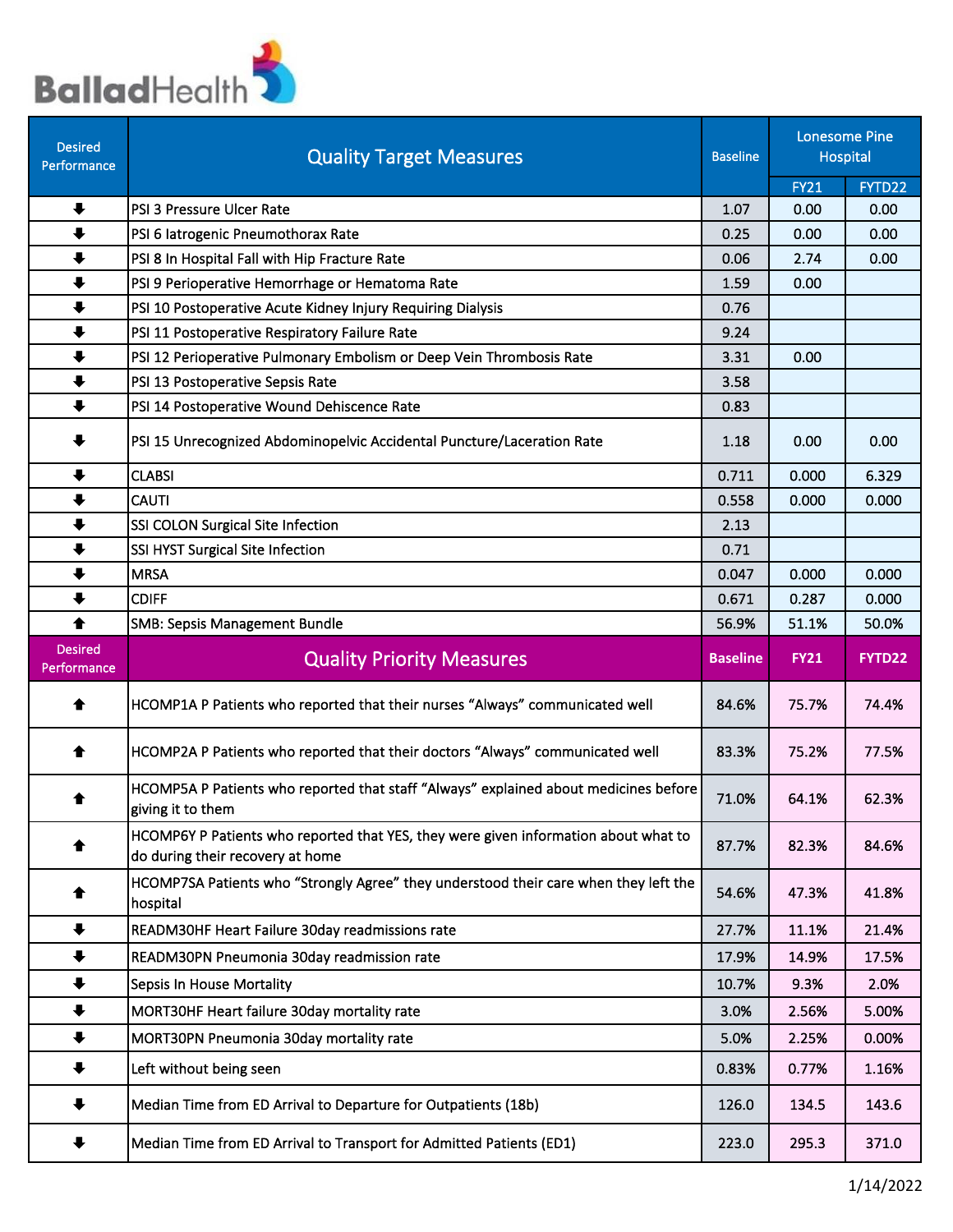BalladHealth

| Desired Performance | Quality Target Measures | Baseline | Lonesome Pine Hospital | |
|---|---|---|---|---|
| | | | FY21 | FYTD22 |
| ⬇ | PSI 3 Pressure Ulcer Rate | 1.07 | 0.00 | 0.00 |
| ⬇ | PSI 6 Iatrogenic Pneumothorax Rate | 0.25 | 0.00 | 0.00 |
| ⬇ | PSI 8 In Hospital Fall with Hip Fracture Rate | 0.06 | 2.74 | 0.00 |
| ⬇ | PSI 9 Perioperative Hemorrhage or Hematoma Rate | 1.59 | 0.00 | |
| ⬇ | PSI 10 Postoperative Acute Kidney Injury Requiring Dialysis | 0.76 | | |
| ⬇ | PSI 11 Postoperative Respiratory Failure Rate | 9.24 | | |
| ⬇ | PSI 12 Perioperative Pulmonary Embolism or Deep Vein Thrombosis Rate | 3.31 | 0.00 | |
| ⬇ | PSI 13 Postoperative Sepsis Rate | 3.58 | | |
| ⬇ | PSI 14 Postoperative Wound Dehiscence Rate | 0.83 | | |
| ⬇ | PSI 15 Unrecognized Abdominopelvic Accidental Puncture/Laceration Rate | 1.18 | 0.00 | 0.00 |
| ⬇ | CLABSI | 0.711 | 0.000 | 6.329 |
| ⬇ | CAUTI | 0.558 | 0.000 | 0.000 |
| ⬇ | SSI COLON Surgical Site Infection | 2.13 | | |
| ⬇ | SSI HYST Surgical Site Infection | 0.71 | | |
| ⬇ | MRSA | 0.047 | 0.000 | 0.000 |
| ⬇ | CDIFF | 0.671 | 0.287 | 0.000 |
| ⬆ | SMB: Sepsis Management Bundle | 56.9% | 51.1% | 50.0% |

| Desired Performance | Quality Priority Measures | Baseline | FY21 | FYTD22 |
|---|---|---|---|---|
| ⬆ | HCOMP1A P Patients who reported that their nurses "Always" communicated well | 84.6% | 75.7% | 74.4% |
| ⬆ | HCOMP2A P Patients who reported that their doctors "Always" communicated well | 83.3% | 75.2% | 77.5% |
| ⬆ | HCOMP5A P Patients who reported that staff "Always" explained about medicines before giving it to them | 71.0% | 64.1% | 62.3% |
| ⬆ | HCOMP6Y P Patients who reported that YES, they were given information about what to do during their recovery at home | 87.7% | 82.3% | 84.6% |
| ⬆ | HCOMP7SA Patients who "Strongly Agree" they understood their care when they left the hospital | 54.6% | 47.3% | 41.8% |
| ⬇ | READM30HF Heart Failure 30day readmissions rate | 27.7% | 11.1% | 21.4% |
| ⬇ | READM30PN Pneumonia 30day readmission rate | 17.9% | 14.9% | 17.5% |
| ⬇ | Sepsis In House Mortality | 10.7% | 9.3% | 2.0% |
| ⬇ | MORT30HF Heart failure 30day mortality rate | 3.0% | 2.56% | 5.00% |
| ⬇ | MORT30PN Pneumonia 30day mortality rate | 5.0% | 2.25% | 0.00% |
| ⬇ | Left without being seen | 0.83% | 0.77% | 1.16% |
| ⬇ | Median Time from ED Arrival to Departure for Outpatients (18b) | 126.0 | 134.5 | 143.6 |
| ⬇ | Median Time from ED Arrival to Transport for Admitted Patients (ED1) | 223.0 | 295.3 | 371.0 |

1/14/2022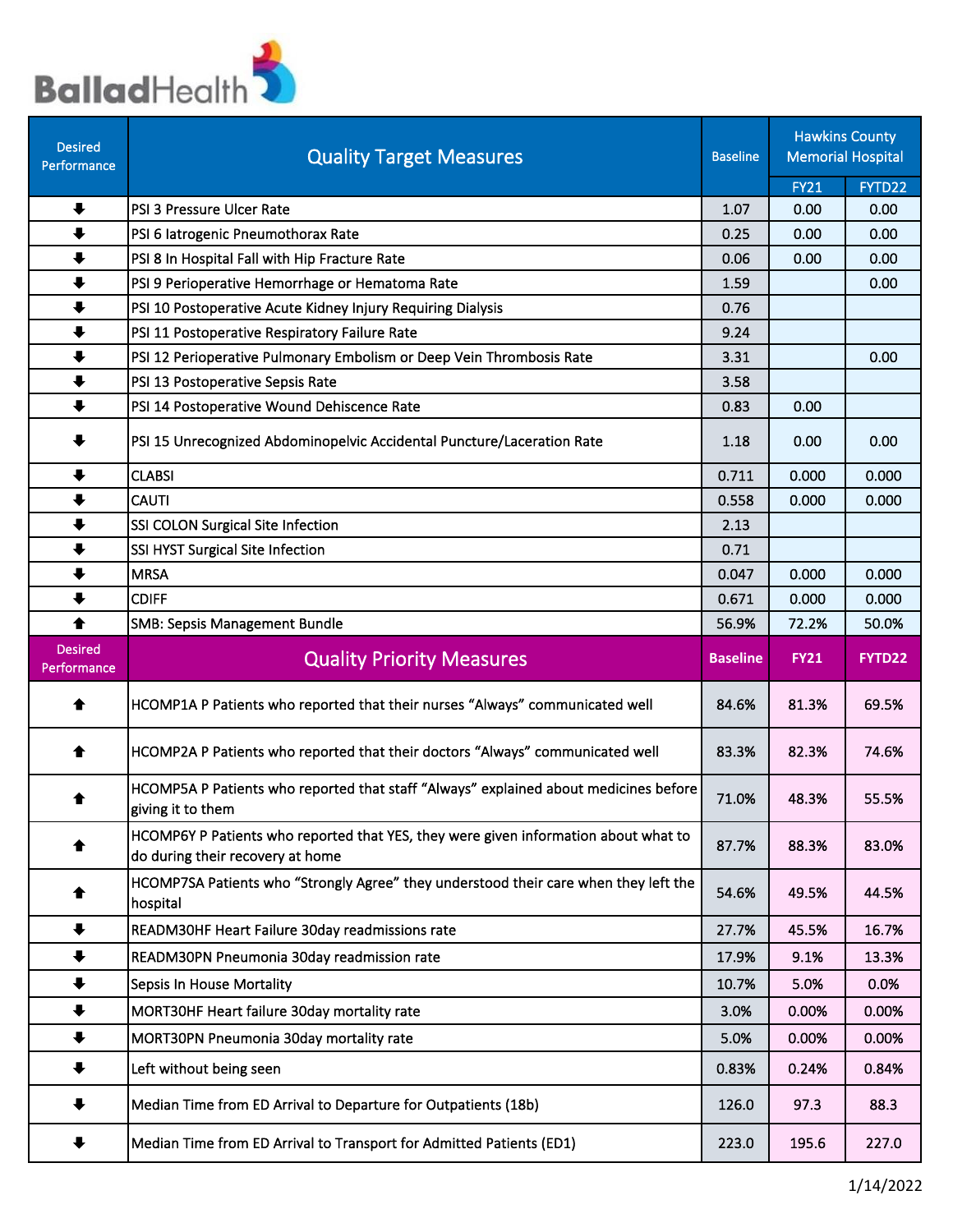BalladHealth

| Desired Performance | Quality Target Measures | Baseline | Hawkins County Memorial Hospital | |
|---|---|---|---|---|
| | | | FY21 | FYTD22 |
| ⬇ | PSI 3 Pressure Ulcer Rate | 1.07 | 0.00 | 0.00 |
| ⬇ | PSI 6 Iatrogenic Pneumothorax Rate | 0.25 | 0.00 | 0.00 |
| ⬇ | PSI 8 In Hospital Fall with Hip Fracture Rate | 0.06 | 0.00 | 0.00 |
| ⬇ | PSI 9 Perioperative Hemorrhage or Hematoma Rate | 1.59 | | 0.00 |
| ⬇ | PSI 10 Postoperative Acute Kidney Injury Requiring Dialysis | 0.76 | | |
| ⬇ | PSI 11 Postoperative Respiratory Failure Rate | 9.24 | | |
| ⬇ | PSI 12 Perioperative Pulmonary Embolism or Deep Vein Thrombosis Rate | 3.31 | | 0.00 |
| ⬇ | PSI 13 Postoperative Sepsis Rate | 3.58 | | |
| ⬇ | PSI 14 Postoperative Wound Dehiscence Rate | 0.83 | 0.00 | |
| ⬇ | PSI 15 Unrecognized Abdominopelvic Accidental Puncture/Laceration Rate | 1.18 | 0.00 | 0.00 |
| ⬇ | CLABSI | 0.711 | 0.000 | 0.000 |
| ⬇ | CAUTI | 0.558 | 0.000 | 0.000 |
| ⬇ | SSI COLON Surgical Site Infection | 2.13 | | |
| ⬇ | SSI HYST Surgical Site Infection | 0.71 | | |
| ⬇ | MRSA | 0.047 | 0.000 | 0.000 |
| ⬇ | CDIFF | 0.671 | 0.000 | 0.000 |
| ⬆ | SMB: Sepsis Management Bundle | 56.9% | 72.2% | 50.0% |

| Desired Performance | Quality Priority Measures | Baseline | FY21 | FYTD22 |
|---|---|---|---|---|
| ⬆ | HCOMP1A P Patients who reported that their nurses "Always" communicated well | 84.6% | 81.3% | 69.5% |
| ⬆ | HCOMP2A P Patients who reported that their doctors "Always" communicated well | 83.3% | 82.3% | 74.6% |
| ⬆ | HCOMP5A P Patients who reported that staff "Always" explained about medicines before giving it to them | 71.0% | 48.3% | 55.5% |
| ⬆ | HCOMP6Y P Patients who reported that YES, they were given information about what to do during their recovery at home | 87.7% | 88.3% | 83.0% |
| ⬆ | HCOMP7SA Patients who "Strongly Agree" they understood their care when they left the hospital | 54.6% | 49.5% | 44.5% |
| ⬇ | READM30HF Heart Failure 30day readmissions rate | 27.7% | 45.5% | 16.7% |
| ⬇ | READM30PN Pneumonia 30day readmission rate | 17.9% | 9.1% | 13.3% |
| ⬇ | Sepsis In House Mortality | 10.7% | 5.0% | 0.0% |
| ⬇ | MORT30HF Heart failure 30day mortality rate | 3.0% | 0.00% | 0.00% |
| ⬇ | MORT30PN Pneumonia 30day mortality rate | 5.0% | 0.00% | 0.00% |
| ⬇ | Left without being seen | 0.83% | 0.24% | 0.84% |
| ⬇ | Median Time from ED Arrival to Departure for Outpatients (18b) | 126.0 | 97.3 | 88.3 |
| ⬇ | Median Time from ED Arrival to Transport for Admitted Patients (ED1) | 223.0 | 195.6 | 227.0 |

1/14/2022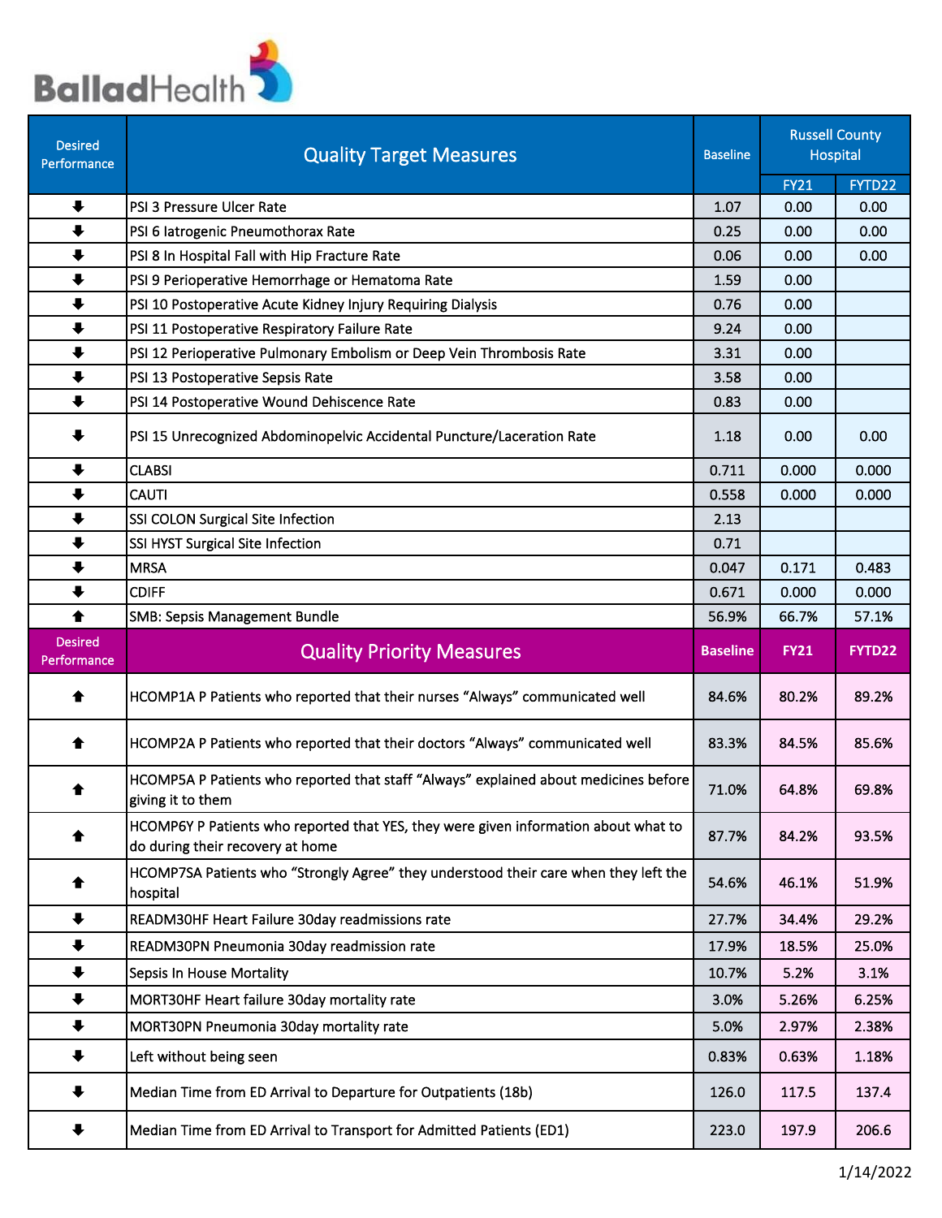Ballad Health

| Desired Performance | Quality Target Measures | Baseline | Russell County Hospital | |
|---|---|---|---|---|
| | | | FY21 | FYTD22 |
| ⬇ | PSI 3 Pressure Ulcer Rate | 1.07 | 0.00 | 0.00 |
| ⬇ | PSI 6 Iatrogenic Pneumothorax Rate | 0.25 | 0.00 | 0.00 |
| ⬇ | PSI 8 In Hospital Fall with Hip Fracture Rate | 0.06 | 0.00 | 0.00 |
| ⬇ | PSI 9 Perioperative Hemorrhage or Hematoma Rate | 1.59 | 0.00 | |
| ⬇ | PSI 10 Postoperative Acute Kidney Injury Requiring Dialysis | 0.76 | 0.00 | |
| ⬇ | PSI 11 Postoperative Respiratory Failure Rate | 9.24 | 0.00 | |
| ⬇ | PSI 12 Perioperative Pulmonary Embolism or Deep Vein Thrombosis Rate | 3.31 | 0.00 | |
| ⬇ | PSI 13 Postoperative Sepsis Rate | 3.58 | 0.00 | |
| ⬇ | PSI 14 Postoperative Wound Dehiscence Rate | 0.83 | 0.00 | |
| ⬇ | PSI 15 Unrecognized Abdominopelvic Accidental Puncture/Laceration Rate | 1.18 | 0.00 | 0.00 |
| ⬇ | CLABSI | 0.711 | 0.000 | 0.000 |
| ⬇ | CAUTI | 0.558 | 0.000 | 0.000 |
| ⬇ | SSI COLON Surgical Site Infection | 2.13 | | |
| ⬇ | SSI HYST Surgical Site Infection | 0.71 | | |
| ⬇ | MRSA | 0.047 | 0.171 | 0.483 |
| ⬇ | CDIFF | 0.671 | 0.000 | 0.000 |
| ⬆ | SMB: Sepsis Management Bundle | 56.9% | 66.7% | 57.1% |

| Desired Performance | Quality Priority Measures | Baseline | FY21 | FYTD22 |
|---|---|---|---|---|
| ⬆ | HCOMP1A P Patients who reported that their nurses "Always" communicated well | 84.6% | 80.2% | 89.2% |
| ⬆ | HCOMP2A P Patients who reported that their doctors "Always" communicated well | 83.3% | 84.5% | 85.6% |
| ⬆ | HCOMP5A P Patients who reported that staff "Always" explained about medicines before giving it to them | 71.0% | 64.8% | 69.8% |
| ⬆ | HCOMP6Y P Patients who reported that YES, they were given information about what to do during their recovery at home | 87.7% | 84.2% | 93.5% |
| ⬆ | HCOMP7SA Patients who "Strongly Agree" they understood their care when they left the hospital | 54.6% | 46.1% | 51.9% |
| ⬇ | READM30HF Heart Failure 30day readmissions rate | 27.7% | 34.4% | 29.2% |
| ⬇ | READM30PN Pneumonia 30day readmission rate | 17.9% | 18.5% | 25.0% |
| ⬇ | Sepsis In House Mortality | 10.7% | 5.2% | 3.1% |
| ⬇ | MORT30HF Heart failure 30day mortality rate | 3.0% | 5.26% | 6.25% |
| ⬇ | MORT30PN Pneumonia 30day mortality rate | 5.0% | 2.97% | 2.38% |
| ⬇ | Left without being seen | 0.83% | 0.63% | 1.18% |
| ⬇ | Median Time from ED Arrival to Departure for Outpatients (18b) | 126.0 | 117.5 | 137.4 |
| ⬇ | Median Time from ED Arrival to Transport for Admitted Patients (ED1) | 223.0 | 197.9 | 206.6 |

1/14/2022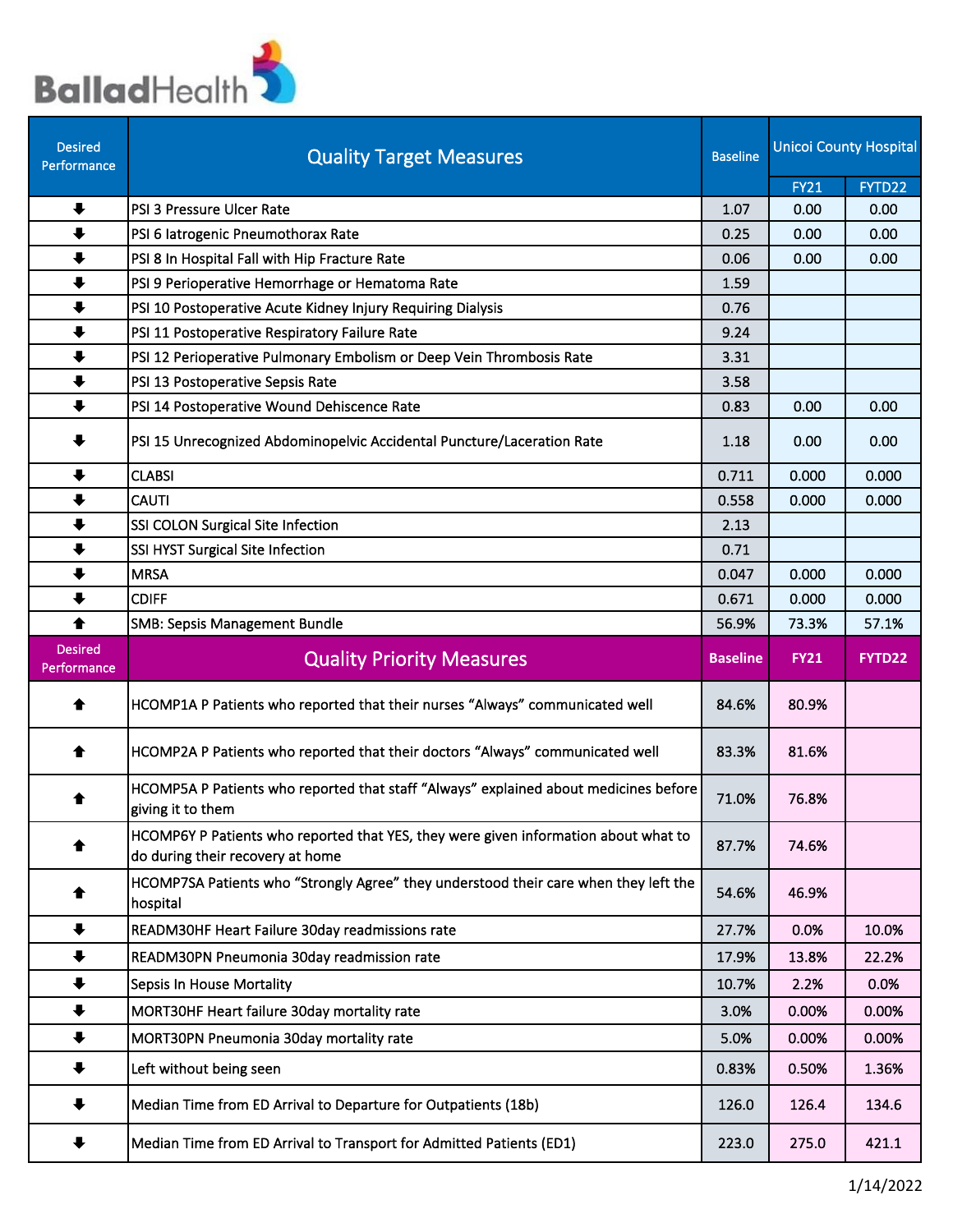BalladHealth

| Desired Performance | Quality Target Measures | Baseline | Unicoi County Hospital | |
|---|---|---|---|---|
| | | | FY21 | FYTD22 |
| ⬇ | PSI 3 Pressure Ulcer Rate | 1.07 | 0.00 | 0.00 |
| ⬇ | PSI 6 Iatrogenic Pneumothorax Rate | 0.25 | 0.00 | 0.00 |
| ⬇ | PSI 8 In Hospital Fall with Hip Fracture Rate | 0.06 | 0.00 | 0.00 |
| ⬇ | PSI 9 Perioperative Hemorrhage or Hematoma Rate | 1.59 | | |
| ⬇ | PSI 10 Postoperative Acute Kidney Injury Requiring Dialysis | 0.76 | | |
| ⬇ | PSI 11 Postoperative Respiratory Failure Rate | 9.24 | | |
| ⬇ | PSI 12 Perioperative Pulmonary Embolism or Deep Vein Thrombosis Rate | 3.31 | | |
| ⬇ | PSI 13 Postoperative Sepsis Rate | 3.58 | | |
| ⬇ | PSI 14 Postoperative Wound Dehiscence Rate | 0.83 | 0.00 | 0.00 |
| ⬇ | PSI 15 Unrecognized Abdominopelvic Accidental Puncture/Laceration Rate | 1.18 | 0.00 | 0.00 |
| ⬇ | CLABSI | 0.711 | 0.000 | 0.000 |
| ⬇ | CAUTI | 0.558 | 0.000 | 0.000 |
| ⬇ | SSI COLON Surgical Site Infection | 2.13 | | |
| ⬇ | SSI HYST Surgical Site Infection | 0.71 | | |
| ⬇ | MRSA | 0.047 | 0.000 | 0.000 |
| ⬇ | CDIFF | 0.671 | 0.000 | 0.000 |
| ⬆ | SMB: Sepsis Management Bundle | 56.9% | 73.3% | 57.1% |
| **Desired Performance** | **Quality Priority Measures** | **Baseline** | **FY21** | **FYTD22** |
| ⬆ | HCOMP1A P Patients who reported that their nurses "Always" communicated well | 84.6% | 80.9% | |
| ⬆ | HCOMP2A P Patients who reported that their doctors "Always" communicated well | 83.3% | 81.6% | |
| ⬆ | HCOMP5A P Patients who reported that staff "Always" explained about medicines before giving it to them | 71.0% | 76.8% | |
| ⬆ | HCOMP6Y P Patients who reported that YES, they were given information about what to do during their recovery at home | 87.7% | 74.6% | |
| ⬆ | HCOMP7SA Patients who "Strongly Agree" they understood their care when they left the hospital | 54.6% | 46.9% | |
| ⬇ | READM30HF Heart Failure 30day readmissions rate | 27.7% | 0.0% | 10.0% |
| ⬇ | READM30PN Pneumonia 30day readmission rate | 17.9% | 13.8% | 22.2% |
| ⬇ | Sepsis In House Mortality | 10.7% | 2.2% | 0.0% |
| ⬇ | MORT30HF Heart failure 30day mortality rate | 3.0% | 0.00% | 0.00% |
| ⬇ | MORT30PN Pneumonia 30day mortality rate | 5.0% | 0.00% | 0.00% |
| ⬇ | Left without being seen | 0.83% | 0.50% | 1.36% |
| ⬇ | Median Time from ED Arrival to Departure for Outpatients (18b) | 126.0 | 126.4 | 134.6 |
| ⬇ | Median Time from ED Arrival to Transport for Admitted Patients (ED1) | 223.0 | 275.0 | 421.1 |

1/14/2022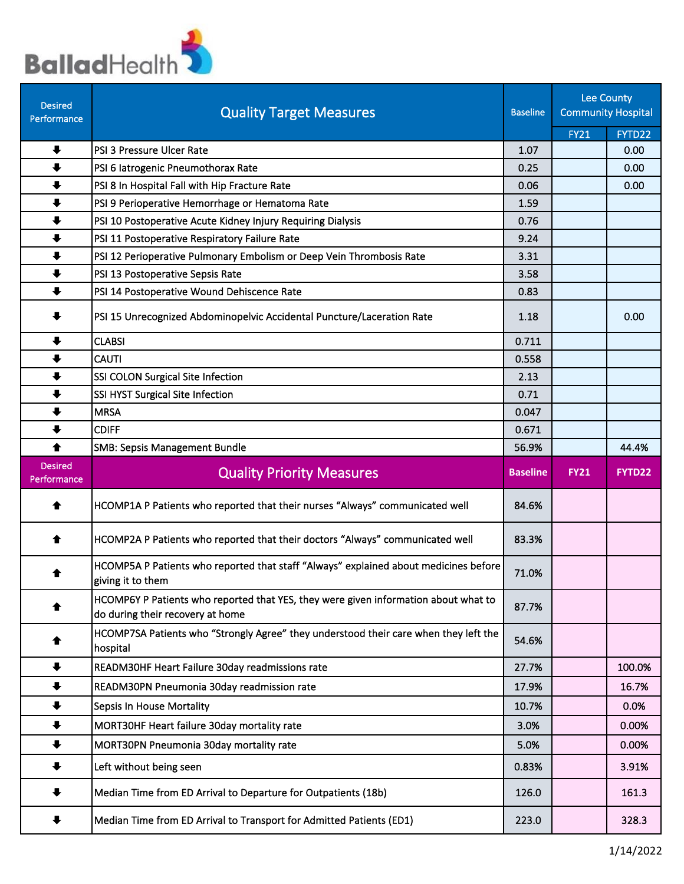Ballad Health

| Desired Performance | Quality Target Measures | Baseline | Lee County Community Hospital | |
|---|---|---|---|---|
| | | | FY21 | FYTD22 |
| ⬇ | PSI 3 Pressure Ulcer Rate | 1.07 | | 0.00 |
| ⬇ | PSI 6 Iatrogenic Pneumothorax Rate | 0.25 | | 0.00 |
| ⬇ | PSI 8 In Hospital Fall with Hip Fracture Rate | 0.06 | | 0.00 |
| ⬇ | PSI 9 Perioperative Hemorrhage or Hematoma Rate | 1.59 | | |
| ⬇ | PSI 10 Postoperative Acute Kidney Injury Requiring Dialysis | 0.76 | | |
| ⬇ | PSI 11 Postoperative Respiratory Failure Rate | 9.24 | | |
| ⬇ | PSI 12 Perioperative Pulmonary Embolism or Deep Vein Thrombosis Rate | 3.31 | | |
| ⬇ | PSI 13 Postoperative Sepsis Rate | 3.58 | | |
| ⬇ | PSI 14 Postoperative Wound Dehiscence Rate | 0.83 | | |
| ⬇ | PSI 15 Unrecognized Abdominopelvic Accidental Puncture/Laceration Rate | 1.18 | | 0.00 |
| ⬇ | CLABSI | 0.711 | | |
| ⬇ | CAUTI | 0.558 | | |
| ⬇ | SSI COLON Surgical Site Infection | 2.13 | | |
| ⬇ | SSI HYST Surgical Site Infection | 0.71 | | |
| ⬇ | MRSA | 0.047 | | |
| ⬇ | CDIFF | 0.671 | | |
| ⬆ | SMB: Sepsis Management Bundle | 56.9% | | 44.4% |

| Desired Performance | Quality Priority Measures | Baseline | FY21 | FYTD22 |
|---|---|---|---|---|
| ⬆ | HCOMP1A P Patients who reported that their nurses "Always" communicated well | 84.6% | | |
| ⬆ | HCOMP2A P Patients who reported that their doctors "Always" communicated well | 83.3% | | |
| ⬆ | HCOMP5A P Patients who reported that staff "Always" explained about medicines before giving it to them | 71.0% | | |
| ⬆ | HCOMP6Y P Patients who reported that YES, they were given information about what to do during their recovery at home | 87.7% | | |
| ⬆ | HCOMP7SA Patients who "Strongly Agree" they understood their care when they left the hospital | 54.6% | | |
| ⬇ | READM30HF Heart Failure 30day readmissions rate | 27.7% | | 100.0% |
| ⬇ | READM30PN Pneumonia 30day readmission rate | 17.9% | | 16.7% |
| ⬇ | Sepsis In House Mortality | 10.7% | | 0.0% |
| ⬇ | MORT30HF Heart failure 30day mortality rate | 3.0% | | 0.00% |
| ⬇ | MORT30PN Pneumonia 30day mortality rate | 5.0% | | 0.00% |
| ⬇ | Left without being seen | 0.83% | | 3.91% |
| ⬇ | Median Time from ED Arrival to Departure for Outpatients (18b) | 126.0 | | 161.3 |
| ⬇ | Median Time from ED Arrival to Transport for Admitted Patients (ED1) | 223.0 | | 328.3 |

1/14/2022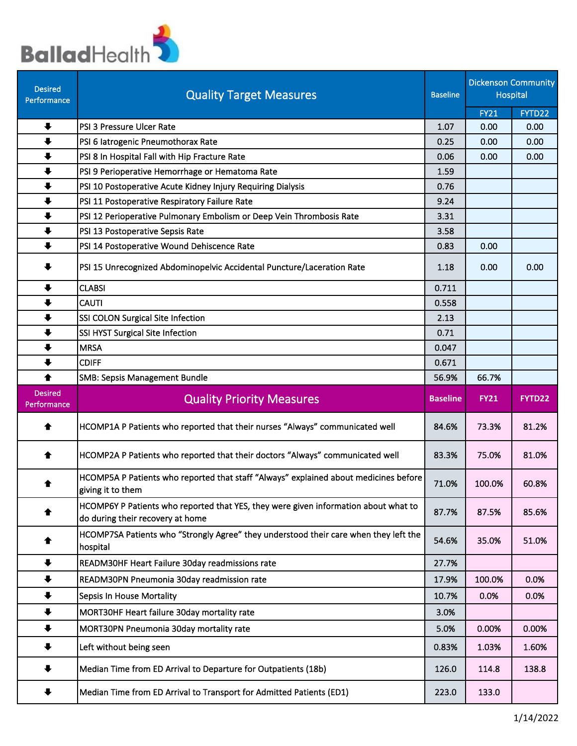BalladHealth

| Desired Performance | Quality Target Measures | Baseline | Dickenson Community Hospital | |
|---|---|---|---|---|
| | | | FY21 | FYTD22 |
| ⬇ | PSI 3 Pressure Ulcer Rate | 1.07 | 0.00 | 0.00 |
| ⬇ | PSI 6 Iatrogenic Pneumothorax Rate | 0.25 | 0.00 | 0.00 |
| ⬇ | PSI 8 In Hospital Fall with Hip Fracture Rate | 0.06 | 0.00 | 0.00 |
| ⬇ | PSI 9 Perioperative Hemorrhage or Hematoma Rate | 1.59 | | |
| ⬇ | PSI 10 Postoperative Acute Kidney Injury Requiring Dialysis | 0.76 | | |
| ⬇ | PSI 11 Postoperative Respiratory Failure Rate | 9.24 | | |
| ⬇ | PSI 12 Perioperative Pulmonary Embolism or Deep Vein Thrombosis Rate | 3.31 | | |
| ⬇ | PSI 13 Postoperative Sepsis Rate | 3.58 | | |
| ⬇ | PSI 14 Postoperative Wound Dehiscence Rate | 0.83 | 0.00 | |
| ⬇ | PSI 15 Unrecognized Abdominopelvic Accidental Puncture/Laceration Rate | 1.18 | 0.00 | 0.00 |
| ⬇ | CLABSI | 0.711 | | |
| ⬇ | CAUTI | 0.558 | | |
| ⬇ | SSI COLON Surgical Site Infection | 2.13 | | |
| ⬇ | SSI HYST Surgical Site Infection | 0.71 | | |
| ⬇ | MRSA | 0.047 | | |
| ⬇ | CDIFF | 0.671 | | |
| ⬆ | SMB: Sepsis Management Bundle | 56.9% | 66.7% | |
| **Desired Performance** | **Quality Priority Measures** | **Baseline** | **FY21** | **FYTD22** |
| ⬆ | HCOMP1A P Patients who reported that their nurses "Always" communicated well | 84.6% | 73.3% | 81.2% |
| ⬆ | HCOMP2A P Patients who reported that their doctors "Always" communicated well | 83.3% | 75.0% | 81.0% |
| ⬆ | HCOMP5A P Patients who reported that staff "Always" explained about medicines before giving it to them | 71.0% | 100.0% | 60.8% |
| ⬆ | HCOMP6Y P Patients who reported that YES, they were given information about what to do during their recovery at home | 87.7% | 87.5% | 85.6% |
| ⬆ | HCOMP7SA Patients who "Strongly Agree" they understood their care when they left the hospital | 54.6% | 35.0% | 51.0% |
| ⬇ | READM30HF Heart Failure 30day readmissions rate | 27.7% | | |
| ⬇ | READM30PN Pneumonia 30day readmission rate | 17.9% | 100.0% | 0.0% |
| ⬇ | Sepsis In House Mortality | 10.7% | 0.0% | 0.0% |
| ⬇ | MORT30HF Heart failure 30day mortality rate | 3.0% | | |
| ⬇ | MORT30PN Pneumonia 30day mortality rate | 5.0% | 0.00% | 0.00% |
| ⬇ | Left without being seen | 0.83% | 1.03% | 1.60% |
| ⬇ | Median Time from ED Arrival to Departure for Outpatients (18b) | 126.0 | 114.8 | 138.8 |
| ⬇ | Median Time from ED Arrival to Transport for Admitted Patients (ED1) | 223.0 | 133.0 | |

1/14/2022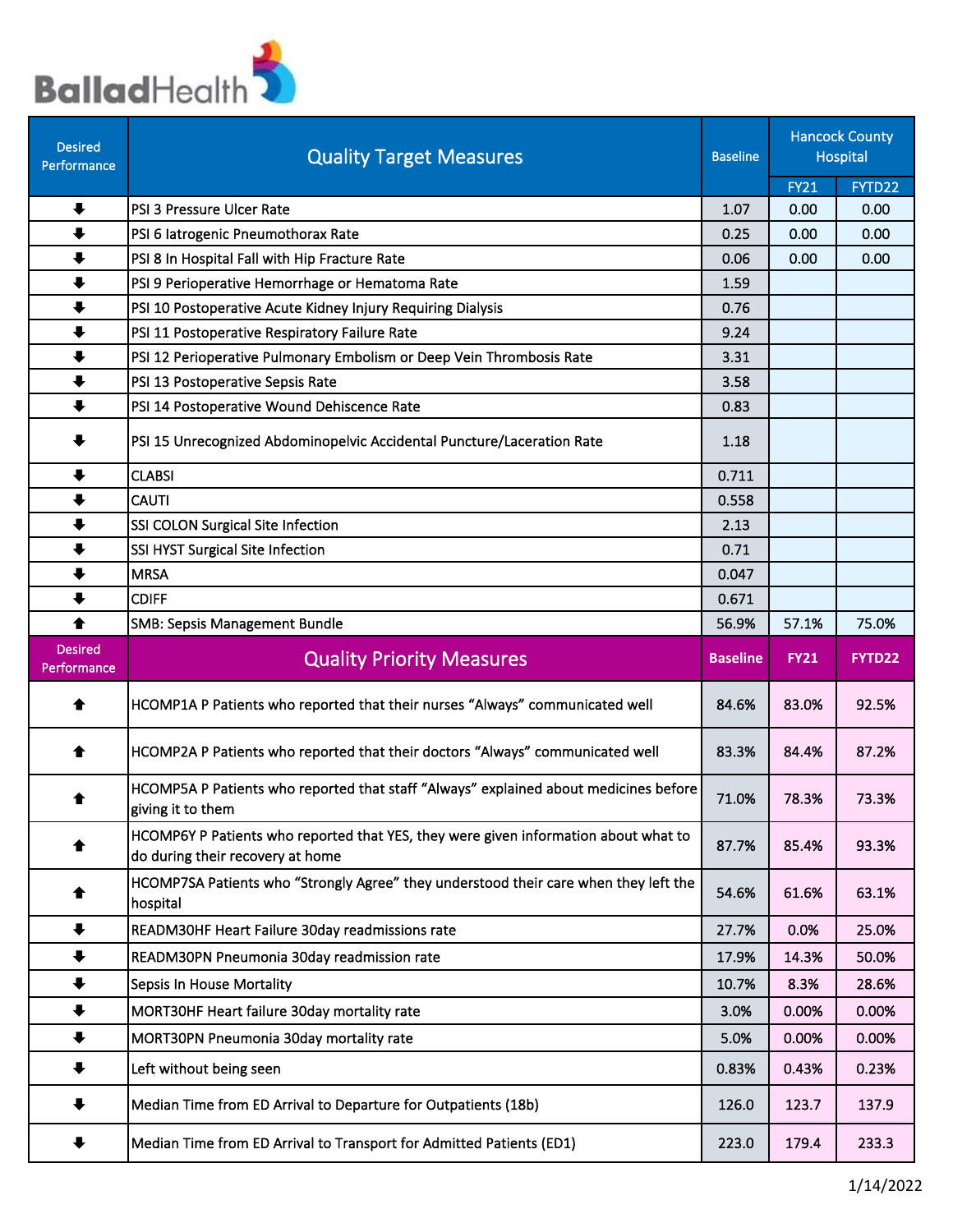# Ballad Health

| Desired Performance | Quality Target Measures | Baseline | Hancock County Hospital | |
|---|---|---|---|---|
| | | | FY21 | FYTD22 |
| ⬇ | PSI 3 Pressure Ulcer Rate | 1.07 | 0.00 | 0.00 |
| ⬇ | PSI 6 Iatrogenic Pneumothorax Rate | 0.25 | 0.00 | 0.00 |
| ⬇ | PSI 8 In Hospital Fall with Hip Fracture Rate | 0.06 | 0.00 | 0.00 |
| ⬇ | PSI 9 Perioperative Hemorrhage or Hematoma Rate | 1.59 | | |
| ⬇ | PSI 10 Postoperative Acute Kidney Injury Requiring Dialysis | 0.76 | | |
| ⬇ | PSI 11 Postoperative Respiratory Failure Rate | 9.24 | | |
| ⬇ | PSI 12 Perioperative Pulmonary Embolism or Deep Vein Thrombosis Rate | 3.31 | | |
| ⬇ | PSI 13 Postoperative Sepsis Rate | 3.58 | | |
| ⬇ | PSI 14 Postoperative Wound Dehiscence Rate | 0.83 | | |
| ⬇ | PSI 15 Unrecognized Abdominopelvic Accidental Puncture/Laceration Rate | 1.18 | | |
| ⬇ | CLABSI | 0.711 | | |
| ⬇ | CAUTI | 0.558 | | |
| ⬇ | SSI COLON Surgical Site Infection | 2.13 | | |
| ⬇ | SSI HYST Surgical Site Infection | 0.71 | | |
| ⬇ | MRSA | 0.047 | | |
| ⬇ | CDIFF | 0.671 | | |
| ⬆ | SMB: Sepsis Management Bundle | 56.9% | 57.1% | 75.0% |

| Desired Performance | Quality Priority Measures | Baseline | FY21 | FYTD22 |
|---|---|---|---|---|
| ⬆ | HCOMP1A P Patients who reported that their nurses "Always" communicated well | 84.6% | 83.0% | 92.5% |
| ⬆ | HCOMP2A P Patients who reported that their doctors "Always" communicated well | 83.3% | 84.4% | 87.2% |
| ⬆ | HCOMP5A P Patients who reported that staff "Always" explained about medicines before giving it to them | 71.0% | 78.3% | 73.3% |
| ⬆ | HCOMP6Y P Patients who reported that YES, they were given information about what to do during their recovery at home | 87.7% | 85.4% | 93.3% |
| ⬆ | HCOMP7SA Patients who "Strongly Agree" they understood their care when they left the hospital | 54.6% | 61.6% | 63.1% |
| ⬇ | READM30HF Heart Failure 30day readmissions rate | 27.7% | 0.0% | 25.0% |
| ⬇ | READM30PN Pneumonia 30day readmission rate | 17.9% | 14.3% | 50.0% |
| ⬇ | Sepsis In House Mortality | 10.7% | 8.3% | 28.6% |
| ⬇ | MORT30HF Heart failure 30day mortality rate | 3.0% | 0.00% | 0.00% |
| ⬇ | MORT30PN Pneumonia 30day mortality rate | 5.0% | 0.00% | 0.00% |
| ⬇ | Left without being seen | 0.83% | 0.43% | 0.23% |
| ⬇ | Median Time from ED Arrival to Departure for Outpatients (18b) | 126.0 | 123.7 | 137.9 |
| ⬇ | Median Time from ED Arrival to Transport for Admitted Patients (ED1) | 223.0 | 179.4 | 233.3 |

1/14/2022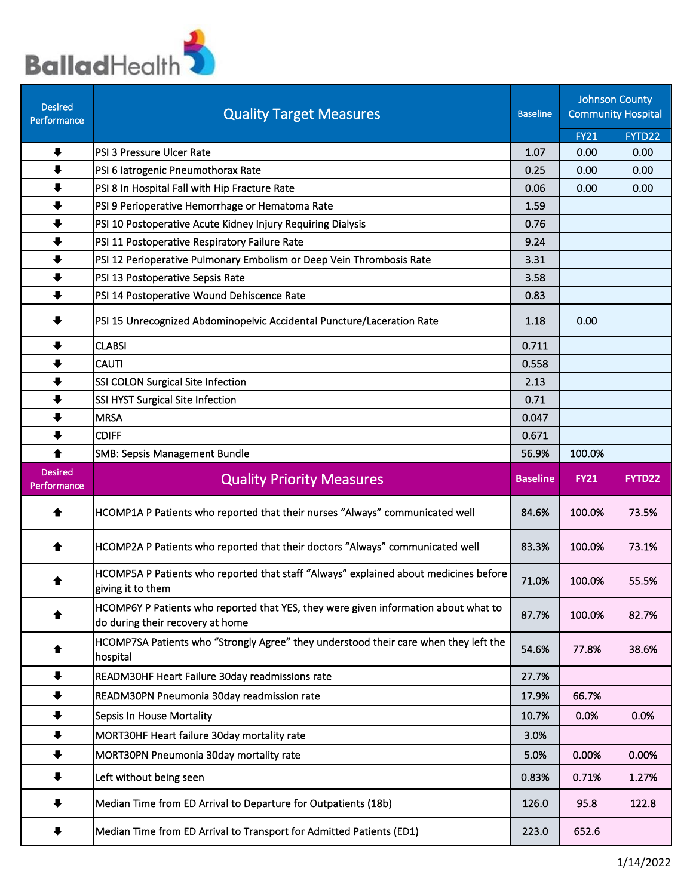BalladHealth

| Desired Performance | Quality Target Measures | Baseline | Johnson County Community Hospital | |
|---|---|---|---|---|
| | | | FY21 | FYTD22 |
| ⬇ | PSI 3 Pressure Ulcer Rate | 1.07 | 0.00 | 0.00 |
| ⬇ | PSI 6 Iatrogenic Pneumothorax Rate | 0.25 | 0.00 | 0.00 |
| ⬇ | PSI 8 In Hospital Fall with Hip Fracture Rate | 0.06 | 0.00 | 0.00 |
| ⬇ | PSI 9 Perioperative Hemorrhage or Hematoma Rate | 1.59 | | |
| ⬇ | PSI 10 Postoperative Acute Kidney Injury Requiring Dialysis | 0.76 | | |
| ⬇ | PSI 11 Postoperative Respiratory Failure Rate | 9.24 | | |
| ⬇ | PSI 12 Perioperative Pulmonary Embolism or Deep Vein Thrombosis Rate | 3.31 | | |
| ⬇ | PSI 13 Postoperative Sepsis Rate | 3.58 | | |
| ⬇ | PSI 14 Postoperative Wound Dehiscence Rate | 0.83 | | |
| ⬇ | PSI 15 Unrecognized Abdominopelvic Accidental Puncture/Laceration Rate | 1.18 | 0.00 | |
| ⬇ | CLABSI | 0.711 | | |
| ⬇ | CAUTI | 0.558 | | |
| ⬇ | SSI COLON Surgical Site Infection | 2.13 | | |
| ⬇ | SSI HYST Surgical Site Infection | 0.71 | | |
| ⬇ | MRSA | 0.047 | | |
| ⬇ | CDIFF | 0.671 | | |
| ⬆ | SMB: Sepsis Management Bundle | 56.9% | 100.0% | |
| **Desired Performance** | **Quality Priority Measures** | **Baseline** | **FY21** | **FYTD22** |
| ⬆ | HCOMP1A P Patients who reported that their nurses "Always" communicated well | 84.6% | 100.0% | 73.5% |
| ⬆ | HCOMP2A P Patients who reported that their doctors "Always" communicated well | 83.3% | 100.0% | 73.1% |
| ⬆ | HCOMP5A P Patients who reported that staff "Always" explained about medicines before giving it to them | 71.0% | 100.0% | 55.5% |
| ⬆ | HCOMP6Y P Patients who reported that YES, they were given information about what to do during their recovery at home | 87.7% | 100.0% | 82.7% |
| ⬆ | HCOMP7SA Patients who "Strongly Agree" they understood their care when they left the hospital | 54.6% | 77.8% | 38.6% |
| ⬇ | READM30HF Heart Failure 30day readmissions rate | 27.7% | | |
| ⬇ | READM30PN Pneumonia 30day readmission rate | 17.9% | 66.7% | |
| ⬇ | Sepsis In House Mortality | 10.7% | 0.0% | 0.0% |
| ⬇ | MORT30HF Heart failure 30day mortality rate | 3.0% | | |
| ⬇ | MORT30PN Pneumonia 30day mortality rate | 5.0% | 0.00% | 0.00% |
| ⬇ | Left without being seen | 0.83% | 0.71% | 1.27% |
| ⬇ | Median Time from ED Arrival to Departure for Outpatients (18b) | 126.0 | 95.8 | 122.8 |
| ⬇ | Median Time from ED Arrival to Transport for Admitted Patients (ED1) | 223.0 | 652.6 | |

1/14/2022